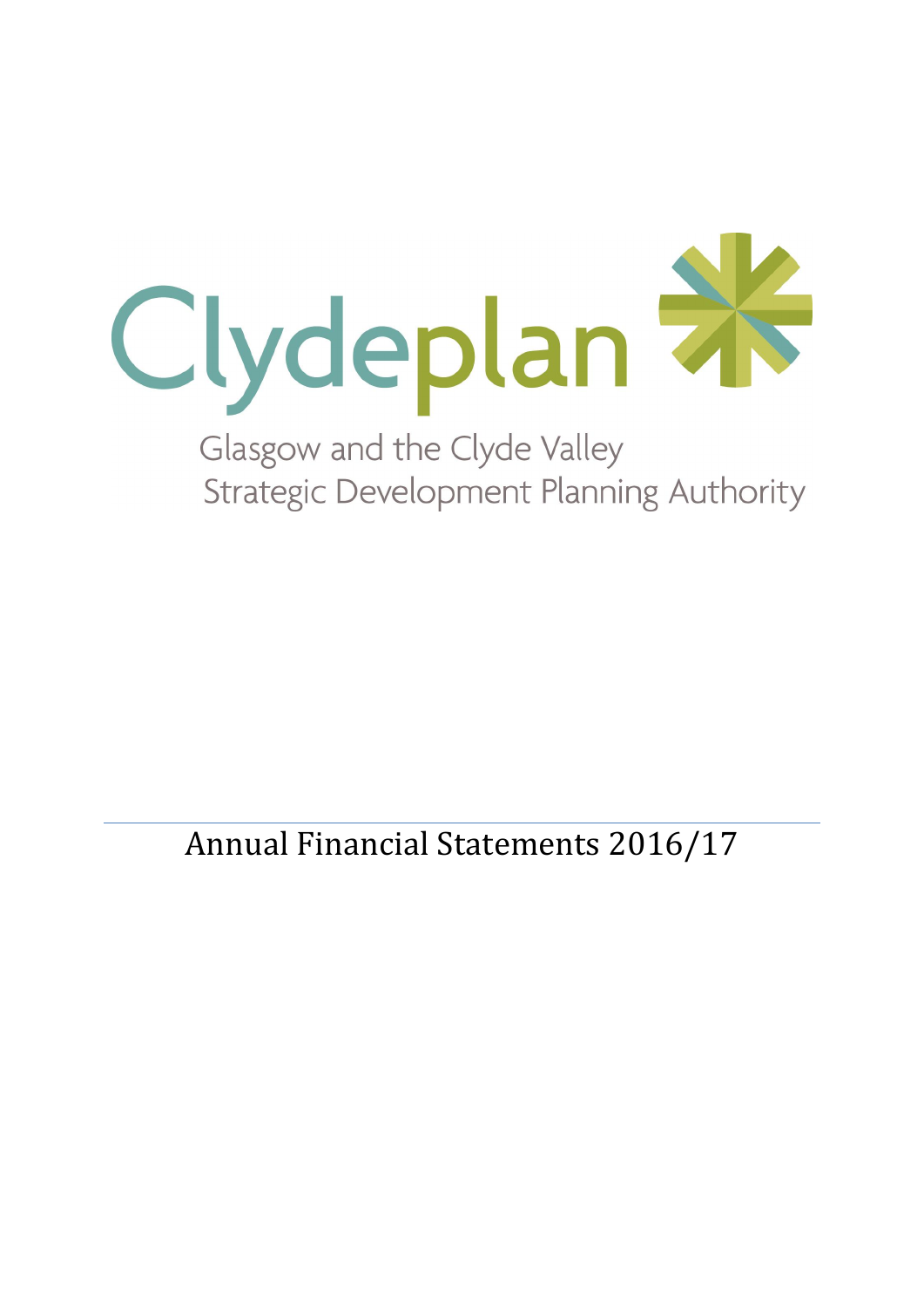Clydeplan

Glasgow and the Clyde Valley
Strategic Development Planning Authority

# Annual Financial Statements 2016/17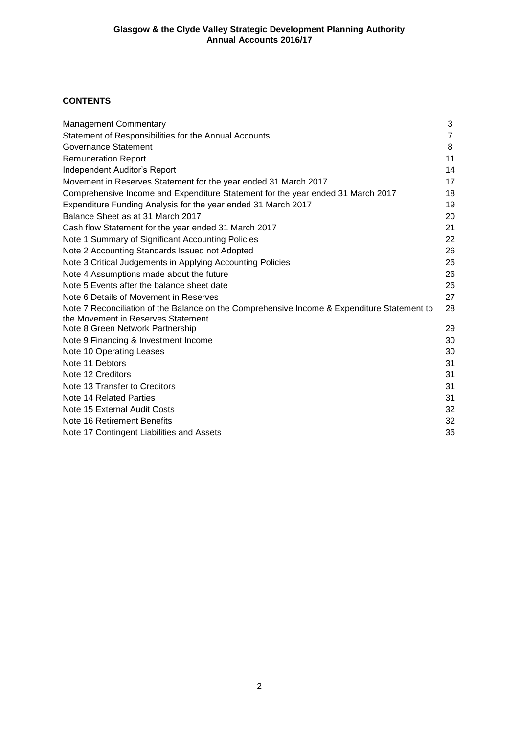## CONTENTS

| | |
|---|---|
| Management Commentary | 3 |
| Statement of Responsibilities for the Annual Accounts | 7 |
| Governance Statement | 8 |
| Remuneration Report | 11 |
| Independent Auditor's Report | 14 |
| Movement in Reserves Statement for the year ended 31 March 2017 | 17 |
| Comprehensive Income and Expenditure Statement for the year ended 31 March 2017 | 18 |
| Expenditure Funding Analysis for the year ended 31 March 2017 | 19 |
| Balance Sheet as at 31 March 2017 | 20 |
| Cash flow Statement for the year ended 31 March 2017 | 21 |
| Note 1 Summary of Significant Accounting Policies | 22 |
| Note 2 Accounting Standards Issued not Adopted | 26 |
| Note 3 Critical Judgements in Applying Accounting Policies | 26 |
| Note 4 Assumptions made about the future | 26 |
| Note 5 Events after the balance sheet date | 26 |
| Note 6 Details of Movement in Reserves | 27 |
| Note 7 Reconciliation of the Balance on the Comprehensive Income & Expenditure Statement to the Movement in Reserves Statement | 28 |
| Note 8 Green Network Partnership | 29 |
| Note 9 Financing & Investment Income | 30 |
| Note 10 Operating Leases | 30 |
| Note 11 Debtors | 31 |
| Note 12 Creditors | 31 |
| Note 13 Transfer to Creditors | 31 |
| Note 14 Related Parties | 31 |
| Note 15 External Audit Costs | 32 |
| Note 16 Retirement Benefits | 32 |
| Note 17 Contingent Liabilities and Assets | 36 |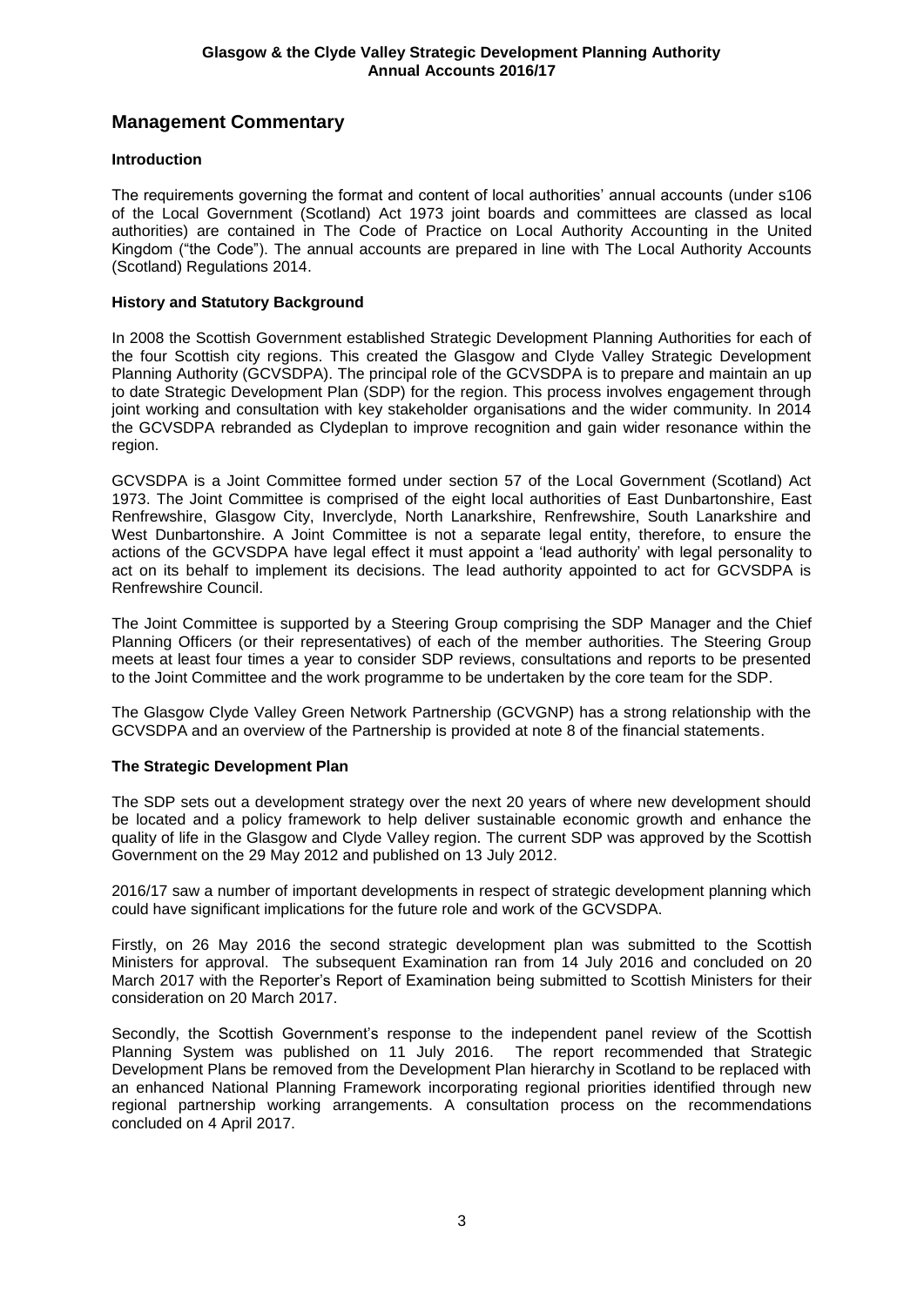## Management Commentary

### Introduction

The requirements governing the format and content of local authorities' annual accounts (under s106 of the Local Government (Scotland) Act 1973 joint boards and committees are classed as local authorities) are contained in The Code of Practice on Local Authority Accounting in the United Kingdom ("the Code"). The annual accounts are prepared in line with The Local Authority Accounts (Scotland) Regulations 2014.

### History and Statutory Background

In 2008 the Scottish Government established Strategic Development Planning Authorities for each of the four Scottish city regions. This created the Glasgow and Clyde Valley Strategic Development Planning Authority (GCVSDPA). The principal role of the GCVSDPA is to prepare and maintain an up to date Strategic Development Plan (SDP) for the region. This process involves engagement through joint working and consultation with key stakeholder organisations and the wider community. In 2014 the GCVSDPA rebranded as Clydeplan to improve recognition and gain wider resonance within the region.

GCVSDPA is a Joint Committee formed under section 57 of the Local Government (Scotland) Act 1973. The Joint Committee is comprised of the eight local authorities of East Dunbartonshire, East Renfrewshire, Glasgow City, Inverclyde, North Lanarkshire, Renfrewshire, South Lanarkshire and West Dunbartonshire. A Joint Committee is not a separate legal entity, therefore, to ensure the actions of the GCVSDPA have legal effect it must appoint a 'lead authority' with legal personality to act on its behalf to implement its decisions. The lead authority appointed to act for GCVSDPA is Renfrewshire Council.

The Joint Committee is supported by a Steering Group comprising the SDP Manager and the Chief Planning Officers (or their representatives) of each of the member authorities. The Steering Group meets at least four times a year to consider SDP reviews, consultations and reports to be presented to the Joint Committee and the work programme to be undertaken by the core team for the SDP.

The Glasgow Clyde Valley Green Network Partnership (GCVGNP) has a strong relationship with the GCVSDPA and an overview of the Partnership is provided at note 8 of the financial statements.

### The Strategic Development Plan

The SDP sets out a development strategy over the next 20 years of where new development should be located and a policy framework to help deliver sustainable economic growth and enhance the quality of life in the Glasgow and Clyde Valley region. The current SDP was approved by the Scottish Government on the 29 May 2012 and published on 13 July 2012.

2016/17 saw a number of important developments in respect of strategic development planning which could have significant implications for the future role and work of the GCVSDPA.

Firstly, on 26 May 2016 the second strategic development plan was submitted to the Scottish Ministers for approval. The subsequent Examination ran from 14 July 2016 and concluded on 20 March 2017 with the Reporter's Report of Examination being submitted to Scottish Ministers for their consideration on 20 March 2017.

Secondly, the Scottish Government's response to the independent panel review of the Scottish Planning System was published on 11 July 2016. The report recommended that Strategic Development Plans be removed from the Development Plan hierarchy in Scotland to be replaced with an enhanced National Planning Framework incorporating regional priorities identified through new regional partnership working arrangements. A consultation process on the recommendations concluded on 4 April 2017.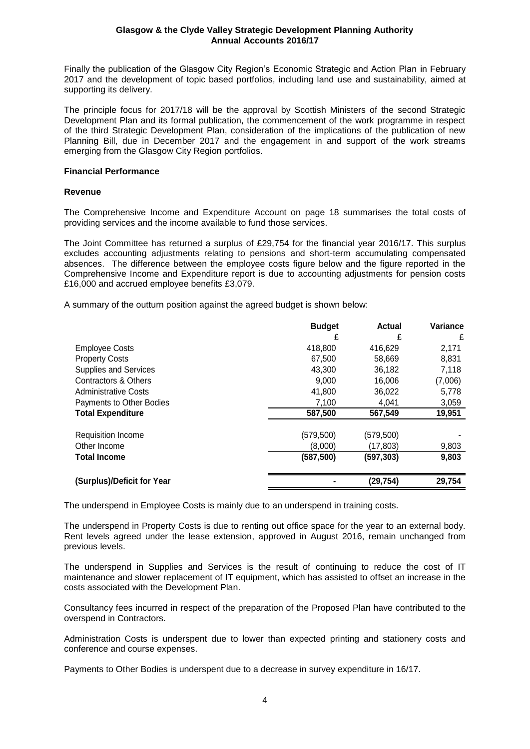Finally the publication of the Glasgow City Region's Economic Strategic and Action Plan in February 2017 and the development of topic based portfolios, including land use and sustainability, aimed at supporting its delivery.

The principle focus for 2017/18 will be the approval by Scottish Ministers of the second Strategic Development Plan and its formal publication, the commencement of the work programme in respect of the third Strategic Development Plan, consideration of the implications of the publication of new Planning Bill, due in December 2017 and the engagement in and support of the work streams emerging from the Glasgow City Region portfolios.

**Financial Performance**

**Revenue**

The Comprehensive Income and Expenditure Account on page 18 summarises the total costs of providing services and the income available to fund those services.

The Joint Committee has returned a surplus of £29,754 for the financial year 2016/17. This surplus excludes accounting adjustments relating to pensions and short-term accumulating compensated absences. The difference between the employee costs figure below and the figure reported in the Comprehensive Income and Expenditure report is due to accounting adjustments for pension costs £16,000 and accrued employee benefits £3,079.

A summary of the outturn position against the agreed budget is shown below:

| | Budget | Actual | Variance |
|---|---|---|---|
| | £ | £ | £ |
| Employee Costs | 418,800 | 416,629 | 2,171 |
| Property Costs | 67,500 | 58,669 | 8,831 |
| Supplies and Services | 43,300 | 36,182 | 7,118 |
| Contractors & Others | 9,000 | 16,006 | (7,006) |
| Administrative Costs | 41,800 | 36,022 | 5,778 |
| Payments to Other Bodies | 7,100 | 4,041 | 3,059 |
| **Total Expenditure** | **587,500** | **567,549** | **19,951** |
| | | | |
| Requisition Income | (579,500) | (579,500) | - |
| Other Income | (8,000) | (17,803) | 9,803 |
| **Total Income** | **(587,500)** | **(597,303)** | **9,803** |
| | | | |
| **(Surplus)/Deficit for Year** | **-** | **(29,754)** | **29,754** |

The underspend in Employee Costs is mainly due to an underspend in training costs.

The underspend in Property Costs is due to renting out office space for the year to an external body. Rent levels agreed under the lease extension, approved in August 2016, remain unchanged from previous levels.

The underspend in Supplies and Services is the result of continuing to reduce the cost of IT maintenance and slower replacement of IT equipment, which has assisted to offset an increase in the costs associated with the Development Plan.

Consultancy fees incurred in respect of the preparation of the Proposed Plan have contributed to the overspend in Contractors.

Administration Costs is underspent due to lower than expected printing and stationery costs and conference and course expenses.

Payments to Other Bodies is underspent due to a decrease in survey expenditure in 16/17.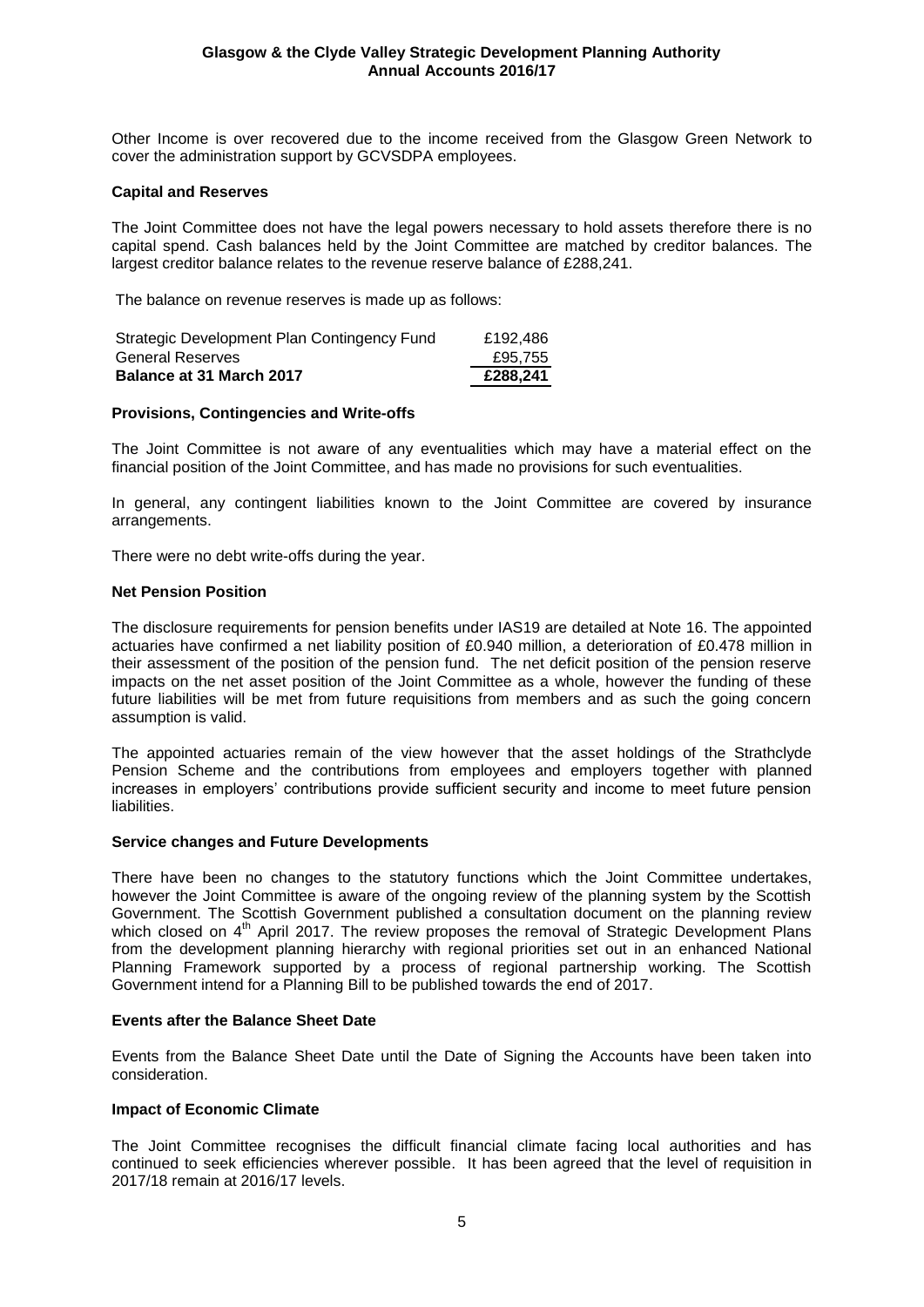Other Income is over recovered due to the income received from the Glasgow Green Network to cover the administration support by GCVSDPA employees.

### Capital and Reserves

The Joint Committee does not have the legal powers necessary to hold assets therefore there is no capital spend. Cash balances held by the Joint Committee are matched by creditor balances. The largest creditor balance relates to the revenue reserve balance of £288,241.

The balance on revenue reserves is made up as follows:

| | |
|---|---|
| Strategic Development Plan Contingency Fund | £192,486 |
| General Reserves | £95,755 |
| **Balance at 31 March 2017** | **£288,241** |

### Provisions, Contingencies and Write-offs

The Joint Committee is not aware of any eventualities which may have a material effect on the financial position of the Joint Committee, and has made no provisions for such eventualities.

In general, any contingent liabilities known to the Joint Committee are covered by insurance arrangements.

There were no debt write-offs during the year.

### Net Pension Position

The disclosure requirements for pension benefits under IAS19 are detailed at Note 16. The appointed actuaries have confirmed a net liability position of £0.940 million, a deterioration of £0.478 million in their assessment of the position of the pension fund. The net deficit position of the pension reserve impacts on the net asset position of the Joint Committee as a whole, however the funding of these future liabilities will be met from future requisitions from members and as such the going concern assumption is valid.

The appointed actuaries remain of the view however that the asset holdings of the Strathclyde Pension Scheme and the contributions from employees and employers together with planned increases in employers' contributions provide sufficient security and income to meet future pension liabilities.

### Service changes and Future Developments

There have been no changes to the statutory functions which the Joint Committee undertakes, however the Joint Committee is aware of the ongoing review of the planning system by the Scottish Government. The Scottish Government published a consultation document on the planning review which closed on 4th April 2017. The review proposes the removal of Strategic Development Plans from the development planning hierarchy with regional priorities set out in an enhanced National Planning Framework supported by a process of regional partnership working. The Scottish Government intend for a Planning Bill to be published towards the end of 2017.

### Events after the Balance Sheet Date

Events from the Balance Sheet Date until the Date of Signing the Accounts have been taken into consideration.

### Impact of Economic Climate

The Joint Committee recognises the difficult financial climate facing local authorities and has continued to seek efficiencies wherever possible. It has been agreed that the level of requisition in 2017/18 remain at 2016/17 levels.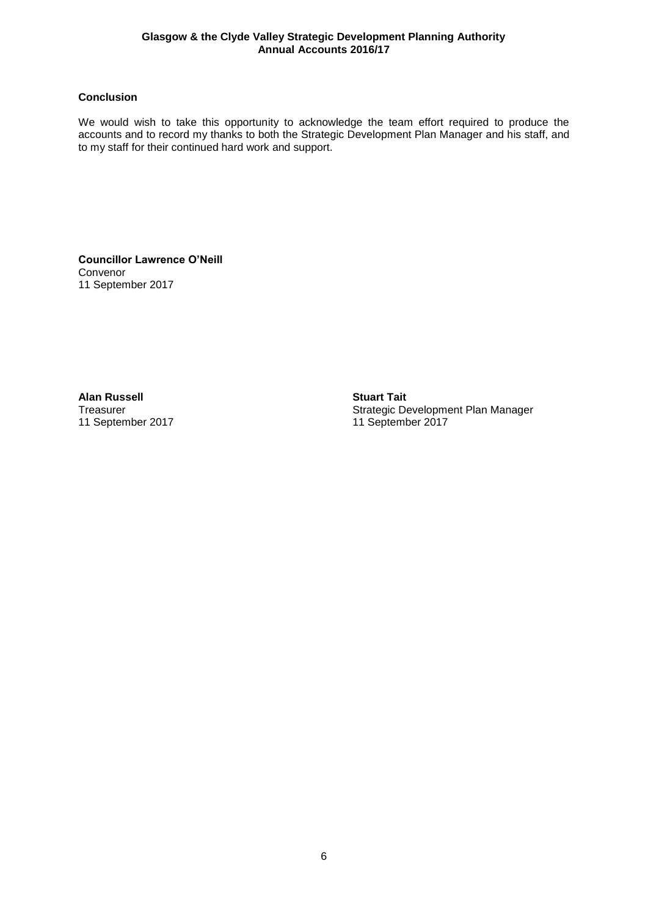### Conclusion

We would wish to take this opportunity to acknowledge the team effort required to produce the accounts and to record my thanks to both the Strategic Development Plan Manager and his staff, and to my staff for their continued hard work and support.

**Councillor Lawrence O'Neill**
Convenor
11 September 2017

**Alan Russell**
Treasurer
11 September 2017

**Stuart Tait**
Strategic Development Plan Manager
11 September 2017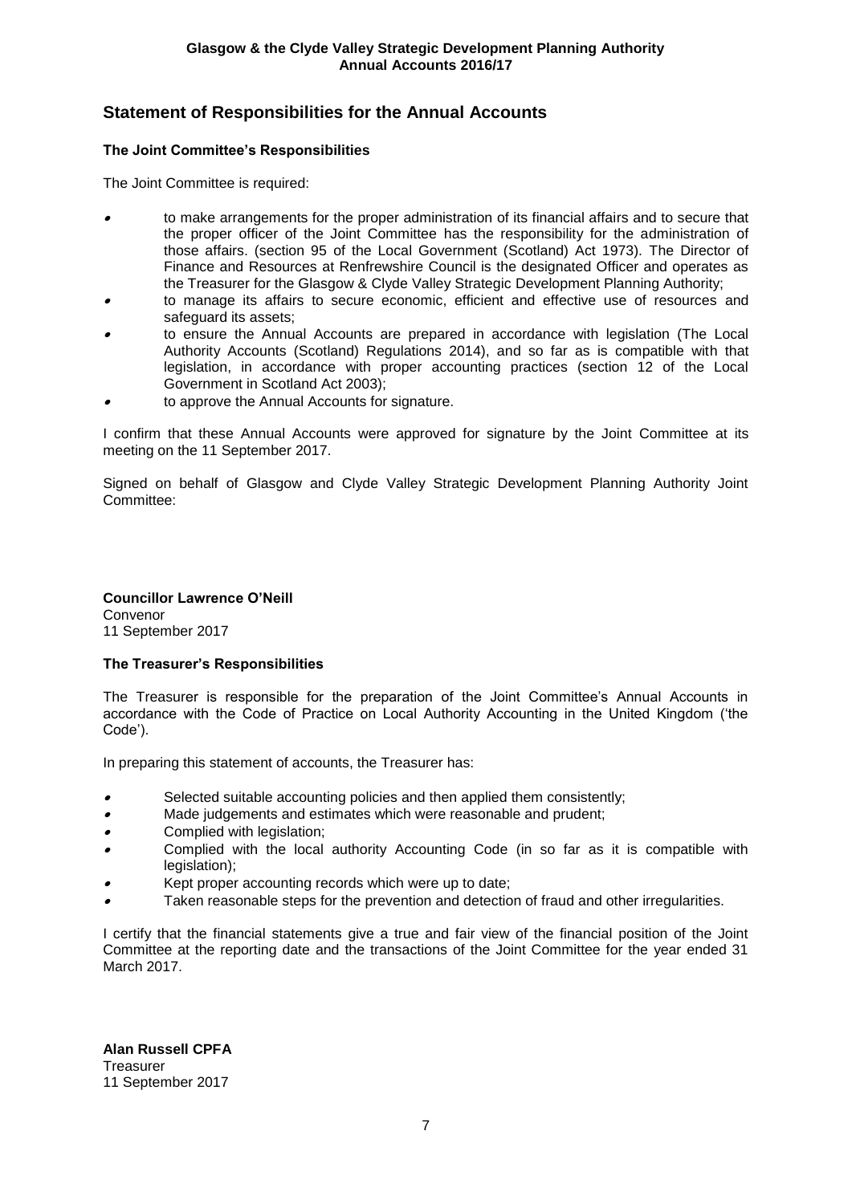# Statement of Responsibilities for the Annual Accounts

### The Joint Committee's Responsibilities

The Joint Committee is required:

- to make arrangements for the proper administration of its financial affairs and to secure that the proper officer of the Joint Committee has the responsibility for the administration of those affairs. (section 95 of the Local Government (Scotland) Act 1973). The Director of Finance and Resources at Renfrewshire Council is the designated Officer and operates as the Treasurer for the Glasgow & Clyde Valley Strategic Development Planning Authority;
- to manage its affairs to secure economic, efficient and effective use of resources and safeguard its assets;
- to ensure the Annual Accounts are prepared in accordance with legislation (The Local Authority Accounts (Scotland) Regulations 2014), and so far as is compatible with that legislation, in accordance with proper accounting practices (section 12 of the Local Government in Scotland Act 2003);
- to approve the Annual Accounts for signature.

I confirm that these Annual Accounts were approved for signature by the Joint Committee at its meeting on the 11 September 2017.

Signed on behalf of Glasgow and Clyde Valley Strategic Development Planning Authority Joint Committee:

**Councillor Lawrence O'Neill**
Convenor
11 September 2017

### The Treasurer's Responsibilities

The Treasurer is responsible for the preparation of the Joint Committee's Annual Accounts in accordance with the Code of Practice on Local Authority Accounting in the United Kingdom ('the Code').

In preparing this statement of accounts, the Treasurer has:

- Selected suitable accounting policies and then applied them consistently;
- Made judgements and estimates which were reasonable and prudent;
- Complied with legislation;
- Complied with the local authority Accounting Code (in so far as it is compatible with legislation);
- Kept proper accounting records which were up to date;
- Taken reasonable steps for the prevention and detection of fraud and other irregularities.

I certify that the financial statements give a true and fair view of the financial position of the Joint Committee at the reporting date and the transactions of the Joint Committee for the year ended 31 March 2017.

**Alan Russell CPFA**
Treasurer
11 September 2017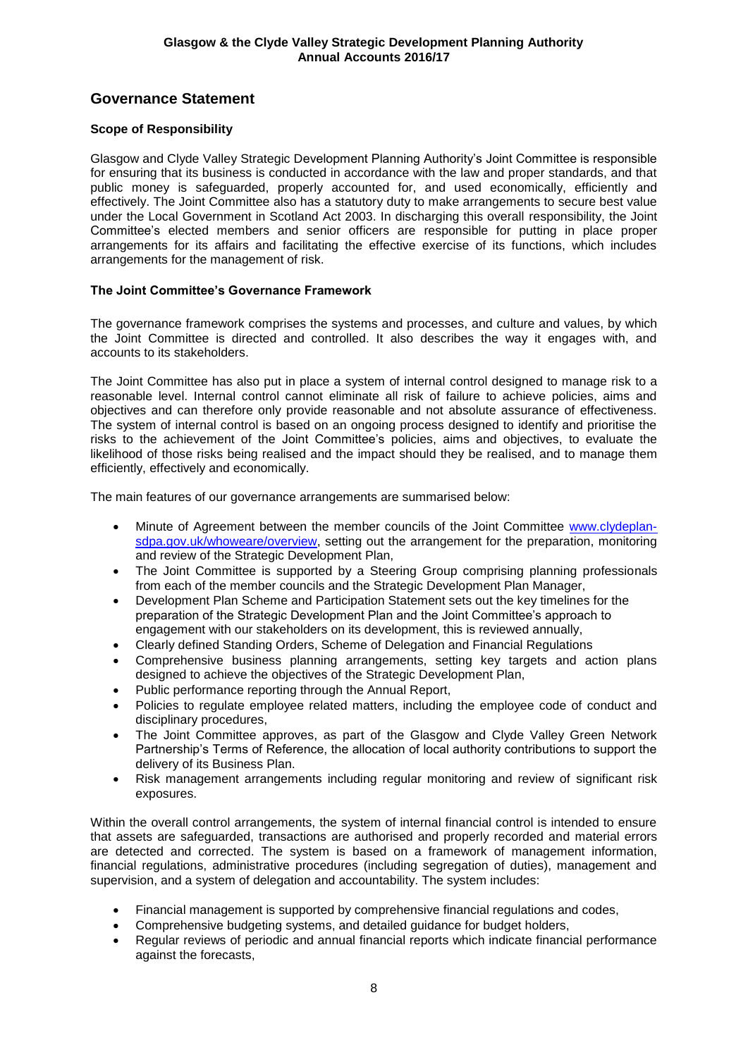## Governance Statement

### Scope of Responsibility

Glasgow and Clyde Valley Strategic Development Planning Authority's Joint Committee is responsible for ensuring that its business is conducted in accordance with the law and proper standards, and that public money is safeguarded, properly accounted for, and used economically, efficiently and effectively. The Joint Committee also has a statutory duty to make arrangements to secure best value under the Local Government in Scotland Act 2003. In discharging this overall responsibility, the Joint Committee's elected members and senior officers are responsible for putting in place proper arrangements for its affairs and facilitating the effective exercise of its functions, which includes arrangements for the management of risk.

### The Joint Committee's Governance Framework

The governance framework comprises the systems and processes, and culture and values, by which the Joint Committee is directed and controlled. It also describes the way it engages with, and accounts to its stakeholders.

The Joint Committee has also put in place a system of internal control designed to manage risk to a reasonable level. Internal control cannot eliminate all risk of failure to achieve policies, aims and objectives and can therefore only provide reasonable and not absolute assurance of effectiveness. The system of internal control is based on an ongoing process designed to identify and prioritise the risks to the achievement of the Joint Committee's policies, aims and objectives, to evaluate the likelihood of those risks being realised and the impact should they be realised, and to manage them efficiently, effectively and economically.

The main features of our governance arrangements are summarised below:

- Minute of Agreement between the member councils of the Joint Committee [www.clydeplan-sdpa.gov.uk/whoweare/overview](www.clydeplan-sdpa.gov.uk/whoweare/overview), setting out the arrangement for the preparation, monitoring and review of the Strategic Development Plan,
- The Joint Committee is supported by a Steering Group comprising planning professionals from each of the member councils and the Strategic Development Plan Manager,
- Development Plan Scheme and Participation Statement sets out the key timelines for the preparation of the Strategic Development Plan and the Joint Committee's approach to engagement with our stakeholders on its development, this is reviewed annually,
- Clearly defined Standing Orders, Scheme of Delegation and Financial Regulations
- Comprehensive business planning arrangements, setting key targets and action plans designed to achieve the objectives of the Strategic Development Plan,
- Public performance reporting through the Annual Report,
- Policies to regulate employee related matters, including the employee code of conduct and disciplinary procedures,
- The Joint Committee approves, as part of the Glasgow and Clyde Valley Green Network Partnership's Terms of Reference, the allocation of local authority contributions to support the delivery of its Business Plan.
- Risk management arrangements including regular monitoring and review of significant risk exposures.

Within the overall control arrangements, the system of internal financial control is intended to ensure that assets are safeguarded, transactions are authorised and properly recorded and material errors are detected and corrected. The system is based on a framework of management information, financial regulations, administrative procedures (including segregation of duties), management and supervision, and a system of delegation and accountability. The system includes:

- Financial management is supported by comprehensive financial regulations and codes,
- Comprehensive budgeting systems, and detailed guidance for budget holders,
- Regular reviews of periodic and annual financial reports which indicate financial performance against the forecasts,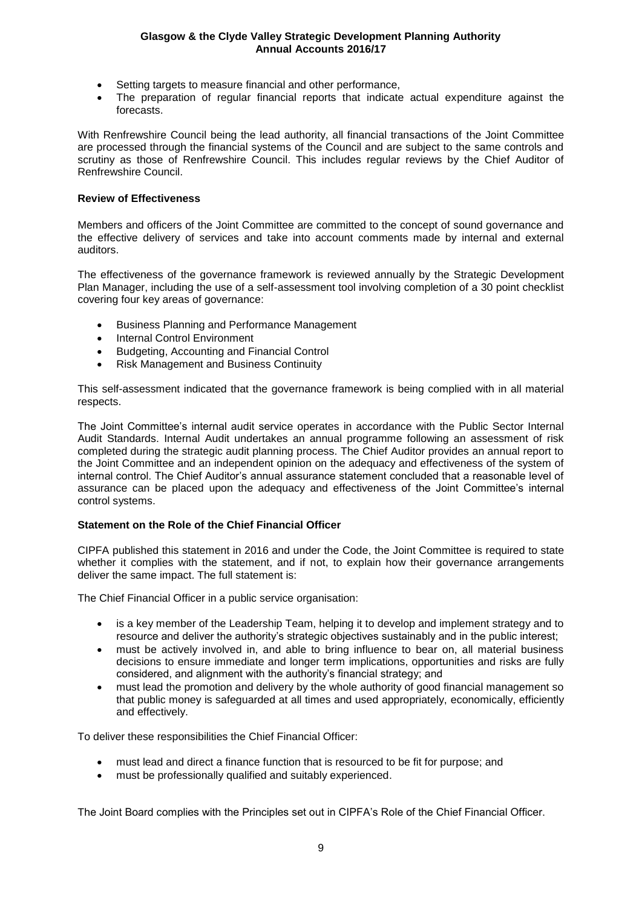- Setting targets to measure financial and other performance,
- The preparation of regular financial reports that indicate actual expenditure against the forecasts.

With Renfrewshire Council being the lead authority, all financial transactions of the Joint Committee are processed through the financial systems of the Council and are subject to the same controls and scrutiny as those of Renfrewshire Council. This includes regular reviews by the Chief Auditor of Renfrewshire Council.

**Review of Effectiveness**

Members and officers of the Joint Committee are committed to the concept of sound governance and the effective delivery of services and take into account comments made by internal and external auditors.

The effectiveness of the governance framework is reviewed annually by the Strategic Development Plan Manager, including the use of a self-assessment tool involving completion of a 30 point checklist covering four key areas of governance:

- Business Planning and Performance Management
- Internal Control Environment
- Budgeting, Accounting and Financial Control
- Risk Management and Business Continuity

This self-assessment indicated that the governance framework is being complied with in all material respects.

The Joint Committee's internal audit service operates in accordance with the Public Sector Internal Audit Standards. Internal Audit undertakes an annual programme following an assessment of risk completed during the strategic audit planning process. The Chief Auditor provides an annual report to the Joint Committee and an independent opinion on the adequacy and effectiveness of the system of internal control. The Chief Auditor's annual assurance statement concluded that a reasonable level of assurance can be placed upon the adequacy and effectiveness of the Joint Committee's internal control systems.

**Statement on the Role of the Chief Financial Officer**

CIPFA published this statement in 2016 and under the Code, the Joint Committee is required to state whether it complies with the statement, and if not, to explain how their governance arrangements deliver the same impact. The full statement is:

The Chief Financial Officer in a public service organisation:

- is a key member of the Leadership Team, helping it to develop and implement strategy and to resource and deliver the authority's strategic objectives sustainably and in the public interest;
- must be actively involved in, and able to bring influence to bear on, all material business decisions to ensure immediate and longer term implications, opportunities and risks are fully considered, and alignment with the authority's financial strategy; and
- must lead the promotion and delivery by the whole authority of good financial management so that public money is safeguarded at all times and used appropriately, economically, efficiently and effectively.

To deliver these responsibilities the Chief Financial Officer:

- must lead and direct a finance function that is resourced to be fit for purpose; and
- must be professionally qualified and suitably experienced.

The Joint Board complies with the Principles set out in CIPFA's Role of the Chief Financial Officer.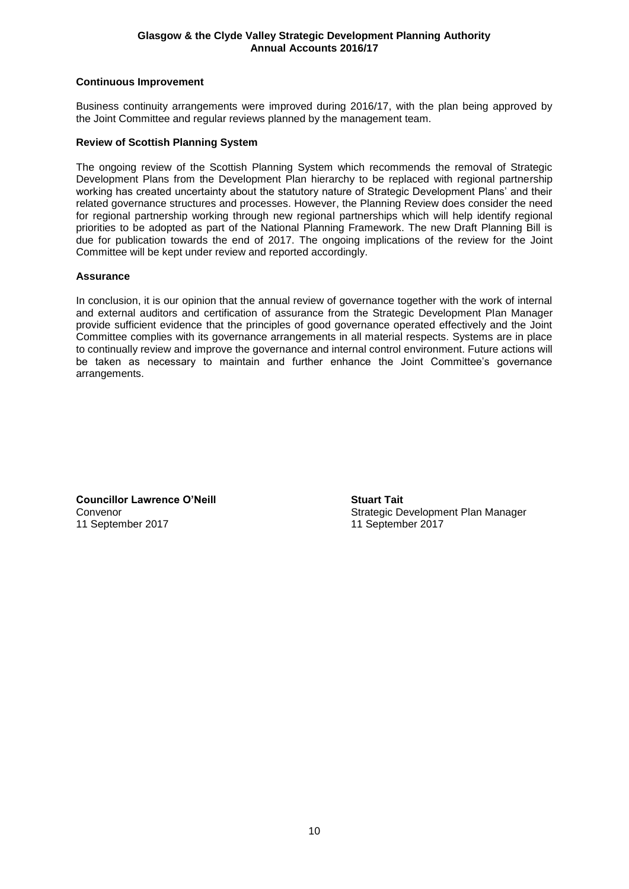### Continuous Improvement

Business continuity arrangements were improved during 2016/17, with the plan being approved by the Joint Committee and regular reviews planned by the management team.

### Review of Scottish Planning System

The ongoing review of the Scottish Planning System which recommends the removal of Strategic Development Plans from the Development Plan hierarchy to be replaced with regional partnership working has created uncertainty about the statutory nature of Strategic Development Plans' and their related governance structures and processes. However, the Planning Review does consider the need for regional partnership working through new regional partnerships which will help identify regional priorities to be adopted as part of the National Planning Framework. The new Draft Planning Bill is due for publication towards the end of 2017. The ongoing implications of the review for the Joint Committee will be kept under review and reported accordingly.

### Assurance

In conclusion, it is our opinion that the annual review of governance together with the work of internal and external auditors and certification of assurance from the Strategic Development Plan Manager provide sufficient evidence that the principles of good governance operated effectively and the Joint Committee complies with its governance arrangements in all material respects. Systems are in place to continually review and improve the governance and internal control environment. Future actions will be taken as necessary to maintain and further enhance the Joint Committee's governance arrangements.

**Councillor Lawrence O'Neill**
Convenor
11 September 2017

**Stuart Tait**
Strategic Development Plan Manager
11 September 2017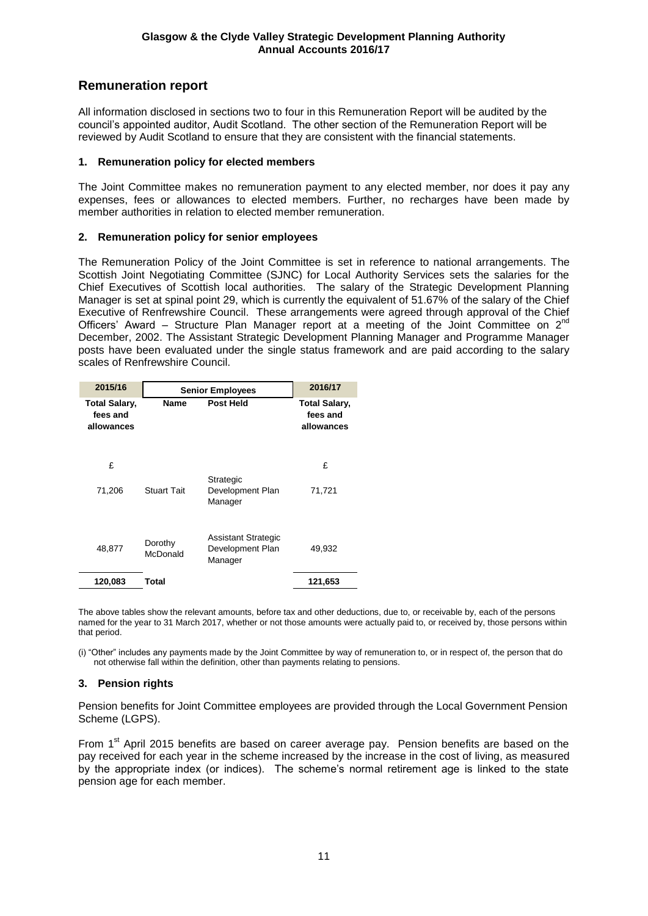Glasgow & the Clyde Valley Strategic Development Planning Authority
Annual Accounts 2016/17

## Remuneration report

All information disclosed in sections two to four in this Remuneration Report will be audited by the council's appointed auditor, Audit Scotland. The other section of the Remuneration Report will be reviewed by Audit Scotland to ensure that they are consistent with the financial statements.

### 1. Remuneration policy for elected members

The Joint Committee makes no remuneration payment to any elected member, nor does it pay any expenses, fees or allowances to elected members. Further, no recharges have been made by member authorities in relation to elected member remuneration.

### 2. Remuneration policy for senior employees

The Remuneration Policy of the Joint Committee is set in reference to national arrangements. The Scottish Joint Negotiating Committee (SJNC) for Local Authority Services sets the salaries for the Chief Executives of Scottish local authorities. The salary of the Strategic Development Planning Manager is set at spinal point 29, which is currently the equivalent of 51.67% of the salary of the Chief Executive of Renfrewshire Council. These arrangements were agreed through approval of the Chief Officers' Award – Structure Plan Manager report at a meeting of the Joint Committee on 2[nd] December, 2002. The Assistant Strategic Development Planning Manager and Programme Manager posts have been evaluated under the single status framework and are paid according to the salary scales of Renfrewshire Council.

| 2015/16 | Senior Employees | | 2016/17 |
|---|---|---|---|
| **Total Salary, fees and allowances** | **Name** | **Post Held** | **Total Salary, fees and allowances** |
| £ | | | £ |
| 71,206 | Stuart Tait | Strategic Development Plan Manager | 71,721 |
| 48,877 | Dorothy McDonald | Assistant Strategic Development Plan Manager | 49,932 |
| **120,083** | **Total** | | **121,653** |

The above tables show the relevant amounts, before tax and other deductions, due to, or receivable by, each of the persons named for the year to 31 March 2017, whether or not those amounts were actually paid to, or received by, those persons within that period.

(i) "Other" includes any payments made by the Joint Committee by way of remuneration to, or in respect of, the person that do not otherwise fall within the definition, other than payments relating to pensions.

### 3. Pension rights

Pension benefits for Joint Committee employees are provided through the Local Government Pension Scheme (LGPS).

From 1[st] April 2015 benefits are based on career average pay. Pension benefits are based on the pay received for each year in the scheme increased by the increase in the cost of living, as measured by the appropriate index (or indices). The scheme's normal retirement age is linked to the state pension age for each member.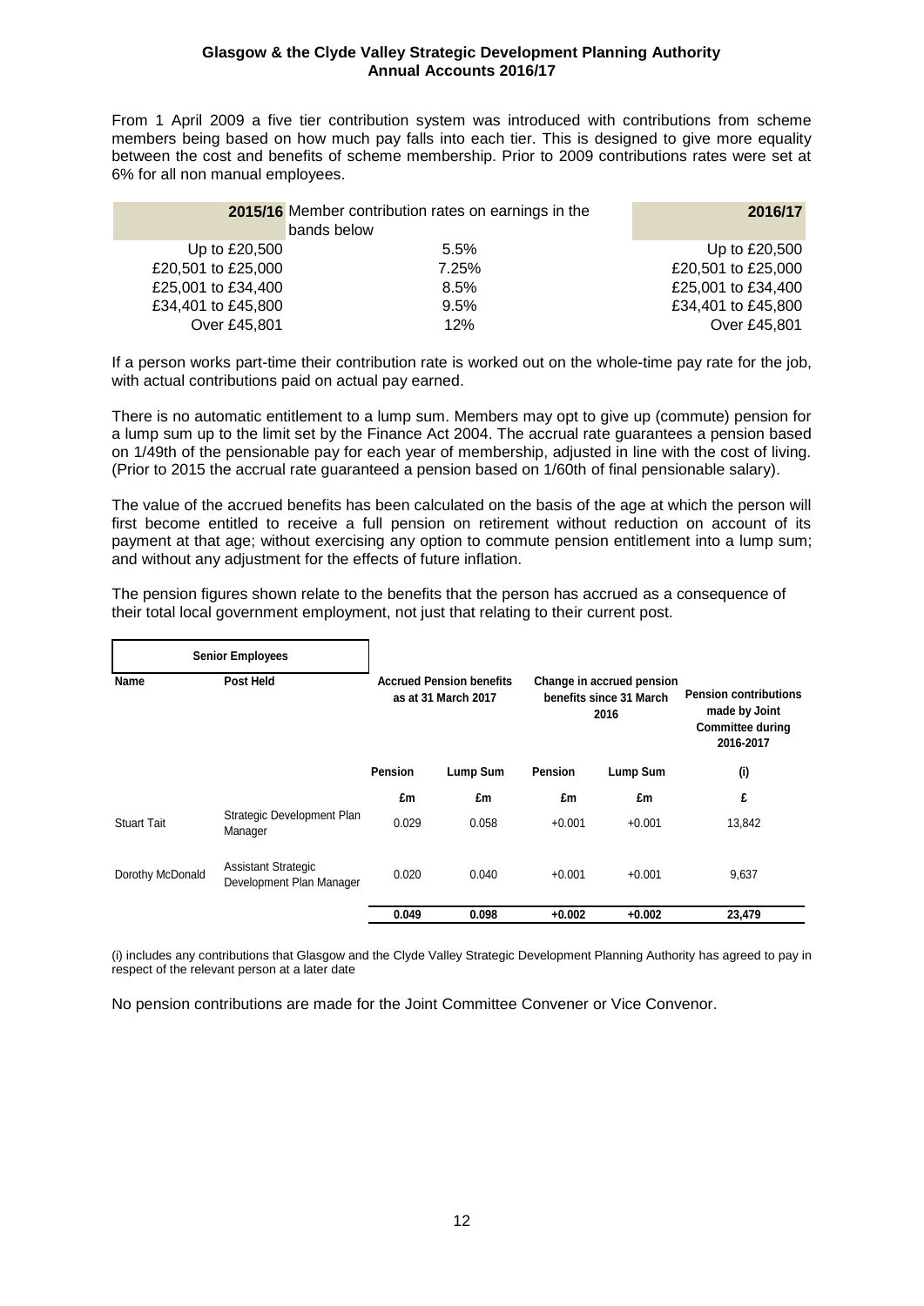From 1 April 2009 a five tier contribution system was introduced with contributions from scheme members being based on how much pay falls into each tier. This is designed to give more equality between the cost and benefits of scheme membership. Prior to 2009 contributions rates were set at 6% for all non manual employees.

| 2015/16 | Member contribution rates on earnings in the bands below | 2016/17 |
|---|---|---|
| Up to £20,500 | 5.5% | Up to £20,500 |
| £20,501 to £25,000 | 7.25% | £20,501 to £25,000 |
| £25,001 to £34,400 | 8.5% | £25,001 to £34,400 |
| £34,401 to £45,800 | 9.5% | £34,401 to £45,800 |
| Over £45,801 | 12% | Over £45,801 |

If a person works part-time their contribution rate is worked out on the whole-time pay rate for the job, with actual contributions paid on actual pay earned.

There is no automatic entitlement to a lump sum. Members may opt to give up (commute) pension for a lump sum up to the limit set by the Finance Act 2004. The accrual rate guarantees a pension based on 1/49th of the pensionable pay for each year of membership, adjusted in line with the cost of living. (Prior to 2015 the accrual rate guaranteed a pension based on 1/60th of final pensionable salary).

The value of the accrued benefits has been calculated on the basis of the age at which the person will first become entitled to receive a full pension on retirement without reduction on account of its payment at that age; without exercising any option to commute pension entitlement into a lump sum; and without any adjustment for the effects of future inflation.

The pension figures shown relate to the benefits that the person has accrued as a consequence of their total local government employment, not just that relating to their current post.

| Senior Employees | | | | | | |
|---|---|---|---|---|---|---|
| Name | Post Held | Accrued Pension benefits as at 31 March 2017 | | Change in accrued pension benefits since 31 March 2016 | | Pension contributions made by Joint Committee during 2016-2017 |
| | | Pension | Lump Sum | Pension | Lump Sum | (i) |
| | | £m | £m | £m | £m | £ |
| Stuart Tait | Strategic Development Plan Manager | 0.029 | 0.058 | +0.001 | +0.001 | 13,842 |
| Dorothy McDonald | Assistant Strategic Development Plan Manager | 0.020 | 0.040 | +0.001 | +0.001 | 9,637 |
| | | 0.049 | 0.098 | +0.002 | +0.002 | 23,479 |

(i) includes any contributions that Glasgow and the Clyde Valley Strategic Development Planning Authority has agreed to pay in respect of the relevant person at a later date

No pension contributions are made for the Joint Committee Convener or Vice Convenor.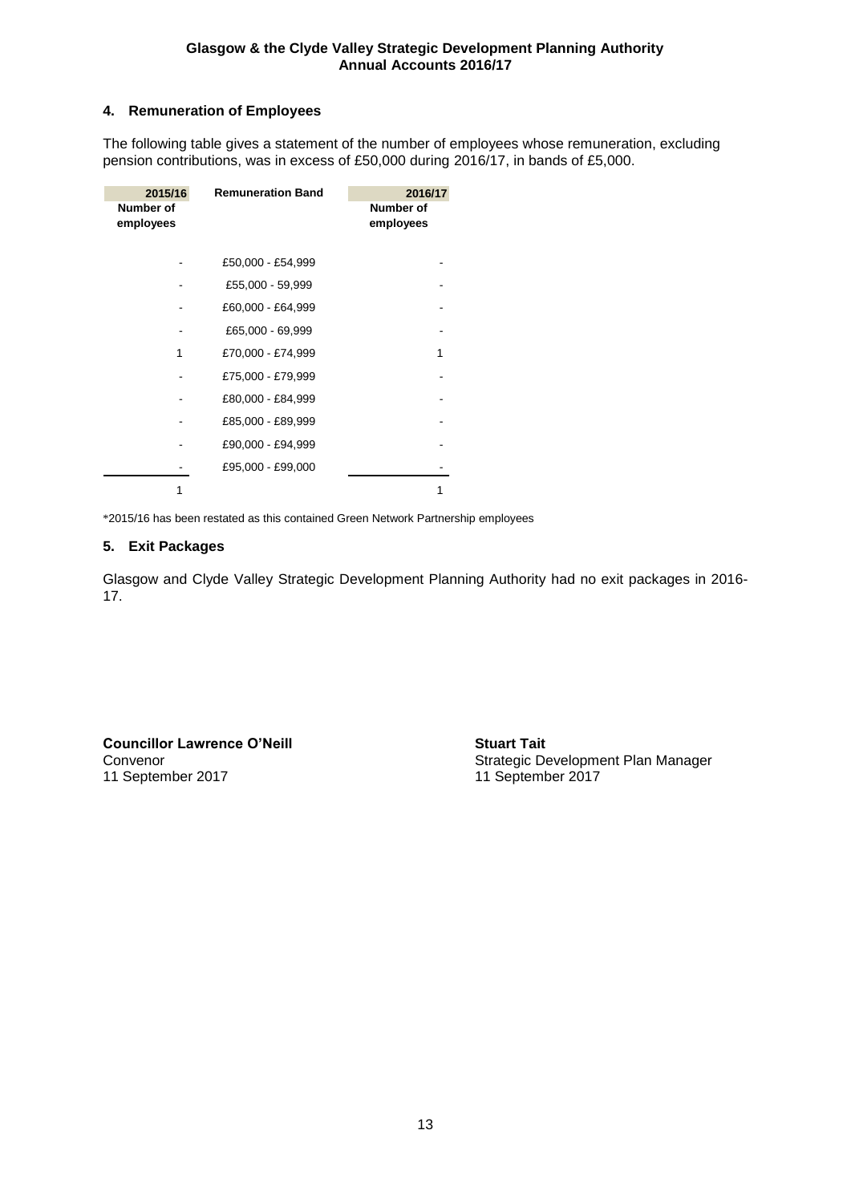## 4. Remuneration of Employees

The following table gives a statement of the number of employees whose remuneration, excluding pension contributions, was in excess of £50,000 during 2016/17, in bands of £5,000.

| 2015/16 Number of employees | Remuneration Band | 2016/17 Number of employees |
|---|---|---|
| - | £50,000 - £54,999 | - |
| - | £55,000 - 59,999 | - |
| - | £60,000 - £64,999 | - |
| - | £65,000 - 69,999 | - |
| 1 | £70,000 - £74,999 | 1 |
| - | £75,000 - £79,999 | - |
| - | £80,000 - £84,999 | - |
| - | £85,000 - £89,999 | - |
| - | £90,000 - £94,999 | - |
| - | £95,000 - £99,000 | - |
| 1 | | 1 |

*2015/16 has been restated as this contained Green Network Partnership employees

## 5. Exit Packages

Glasgow and Clyde Valley Strategic Development Planning Authority had no exit packages in 2016-17.

**Councillor Lawrence O'Neill**
Convenor
11 September 2017

**Stuart Tait**
Strategic Development Plan Manager
11 September 2017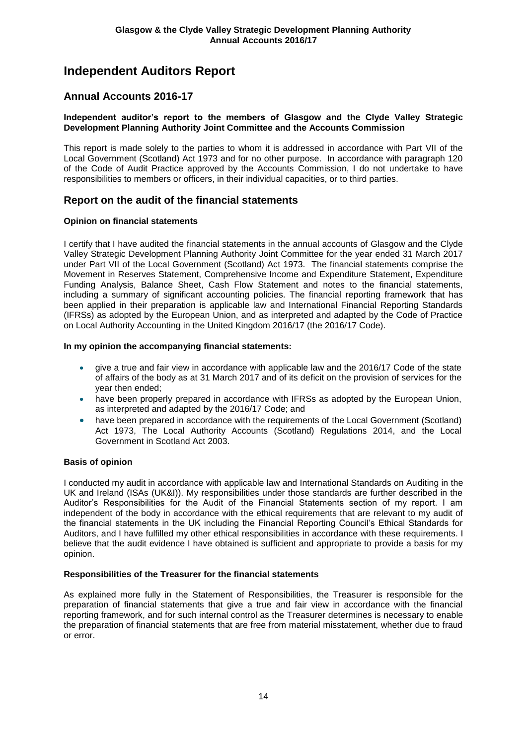# Independent Auditors Report

## Annual Accounts 2016-17

**Independent auditor's report to the members of Glasgow and the Clyde Valley Strategic Development Planning Authority Joint Committee and the Accounts Commission**

This report is made solely to the parties to whom it is addressed in accordance with Part VII of the Local Government (Scotland) Act 1973 and for no other purpose. In accordance with paragraph 120 of the Code of Audit Practice approved by the Accounts Commission, I do not undertake to have responsibilities to members or officers, in their individual capacities, or to third parties.

## Report on the audit of the financial statements

### Opinion on financial statements

I certify that I have audited the financial statements in the annual accounts of Glasgow and the Clyde Valley Strategic Development Planning Authority Joint Committee for the year ended 31 March 2017 under Part VII of the Local Government (Scotland) Act 1973. The financial statements comprise the Movement in Reserves Statement, Comprehensive Income and Expenditure Statement, Expenditure Funding Analysis, Balance Sheet, Cash Flow Statement and notes to the financial statements, including a summary of significant accounting policies. The financial reporting framework that has been applied in their preparation is applicable law and International Financial Reporting Standards (IFRSs) as adopted by the European Union, and as interpreted and adapted by the Code of Practice on Local Authority Accounting in the United Kingdom 2016/17 (the 2016/17 Code).

**In my opinion the accompanying financial statements:**

- give a true and fair view in accordance with applicable law and the 2016/17 Code of the state of affairs of the body as at 31 March 2017 and of its deficit on the provision of services for the year then ended;
- have been properly prepared in accordance with IFRSs as adopted by the European Union, as interpreted and adapted by the 2016/17 Code; and
- have been prepared in accordance with the requirements of the Local Government (Scotland) Act 1973, The Local Authority Accounts (Scotland) Regulations 2014, and the Local Government in Scotland Act 2003.

### Basis of opinion

I conducted my audit in accordance with applicable law and International Standards on Auditing in the UK and Ireland (ISAs (UK&I)). My responsibilities under those standards are further described in the Auditor's Responsibilities for the Audit of the Financial Statements section of my report. I am independent of the body in accordance with the ethical requirements that are relevant to my audit of the financial statements in the UK including the Financial Reporting Council's Ethical Standards for Auditors, and I have fulfilled my other ethical responsibilities in accordance with these requirements. I believe that the audit evidence I have obtained is sufficient and appropriate to provide a basis for my opinion.

### Responsibilities of the Treasurer for the financial statements

As explained more fully in the Statement of Responsibilities, the Treasurer is responsible for the preparation of financial statements that give a true and fair view in accordance with the financial reporting framework, and for such internal control as the Treasurer determines is necessary to enable the preparation of financial statements that are free from material misstatement, whether due to fraud or error.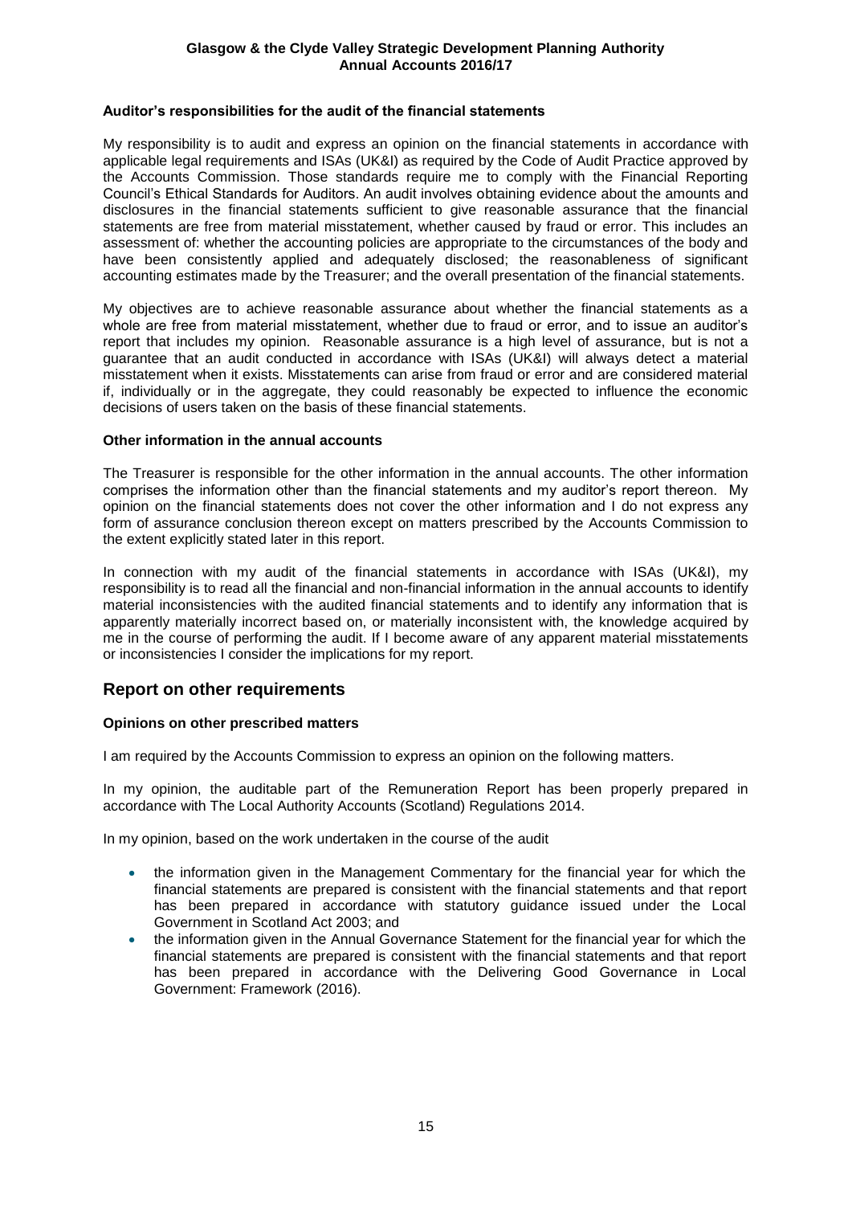**Auditor's responsibilities for the audit of the financial statements**

My responsibility is to audit and express an opinion on the financial statements in accordance with applicable legal requirements and ISAs (UK&I) as required by the Code of Audit Practice approved by the Accounts Commission. Those standards require me to comply with the Financial Reporting Council's Ethical Standards for Auditors. An audit involves obtaining evidence about the amounts and disclosures in the financial statements sufficient to give reasonable assurance that the financial statements are free from material misstatement, whether caused by fraud or error. This includes an assessment of: whether the accounting policies are appropriate to the circumstances of the body and have been consistently applied and adequately disclosed; the reasonableness of significant accounting estimates made by the Treasurer; and the overall presentation of the financial statements.

My objectives are to achieve reasonable assurance about whether the financial statements as a whole are free from material misstatement, whether due to fraud or error, and to issue an auditor's report that includes my opinion. Reasonable assurance is a high level of assurance, but is not a guarantee that an audit conducted in accordance with ISAs (UK&I) will always detect a material misstatement when it exists. Misstatements can arise from fraud or error and are considered material if, individually or in the aggregate, they could reasonably be expected to influence the economic decisions of users taken on the basis of these financial statements.

**Other information in the annual accounts**

The Treasurer is responsible for the other information in the annual accounts. The other information comprises the information other than the financial statements and my auditor's report thereon. My opinion on the financial statements does not cover the other information and I do not express any form of assurance conclusion thereon except on matters prescribed by the Accounts Commission to the extent explicitly stated later in this report.

In connection with my audit of the financial statements in accordance with ISAs (UK&I), my responsibility is to read all the financial and non-financial information in the annual accounts to identify material inconsistencies with the audited financial statements and to identify any information that is apparently materially incorrect based on, or materially inconsistent with, the knowledge acquired by me in the course of performing the audit. If I become aware of any apparent material misstatements or inconsistencies I consider the implications for my report.

## Report on other requirements

**Opinions on other prescribed matters**

I am required by the Accounts Commission to express an opinion on the following matters.

In my opinion, the auditable part of the Remuneration Report has been properly prepared in accordance with The Local Authority Accounts (Scotland) Regulations 2014.

In my opinion, based on the work undertaken in the course of the audit

- the information given in the Management Commentary for the financial year for which the financial statements are prepared is consistent with the financial statements and that report has been prepared in accordance with statutory guidance issued under the Local Government in Scotland Act 2003; and
- the information given in the Annual Governance Statement for the financial year for which the financial statements are prepared is consistent with the financial statements and that report has been prepared in accordance with the Delivering Good Governance in Local Government: Framework (2016).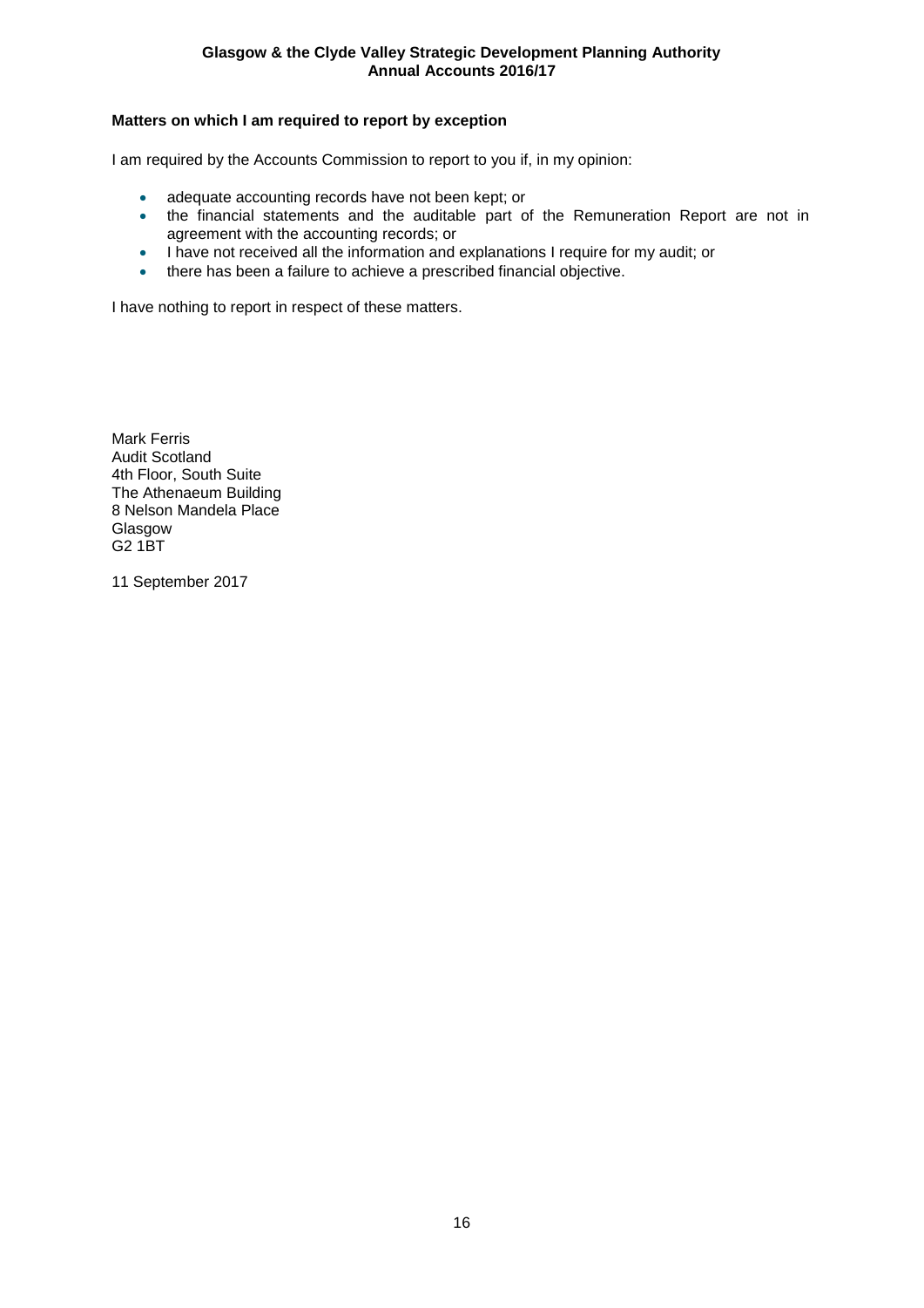### Matters on which I am required to report by exception

I am required by the Accounts Commission to report to you if, in my opinion:

- adequate accounting records have not been kept; or
- the financial statements and the auditable part of the Remuneration Report are not in agreement with the accounting records; or
- I have not received all the information and explanations I require for my audit; or
- there has been a failure to achieve a prescribed financial objective.

I have nothing to report in respect of these matters.

Mark Ferris
Audit Scotland
4th Floor, South Suite
The Athenaeum Building
8 Nelson Mandela Place
Glasgow
G2 1BT

11 September 2017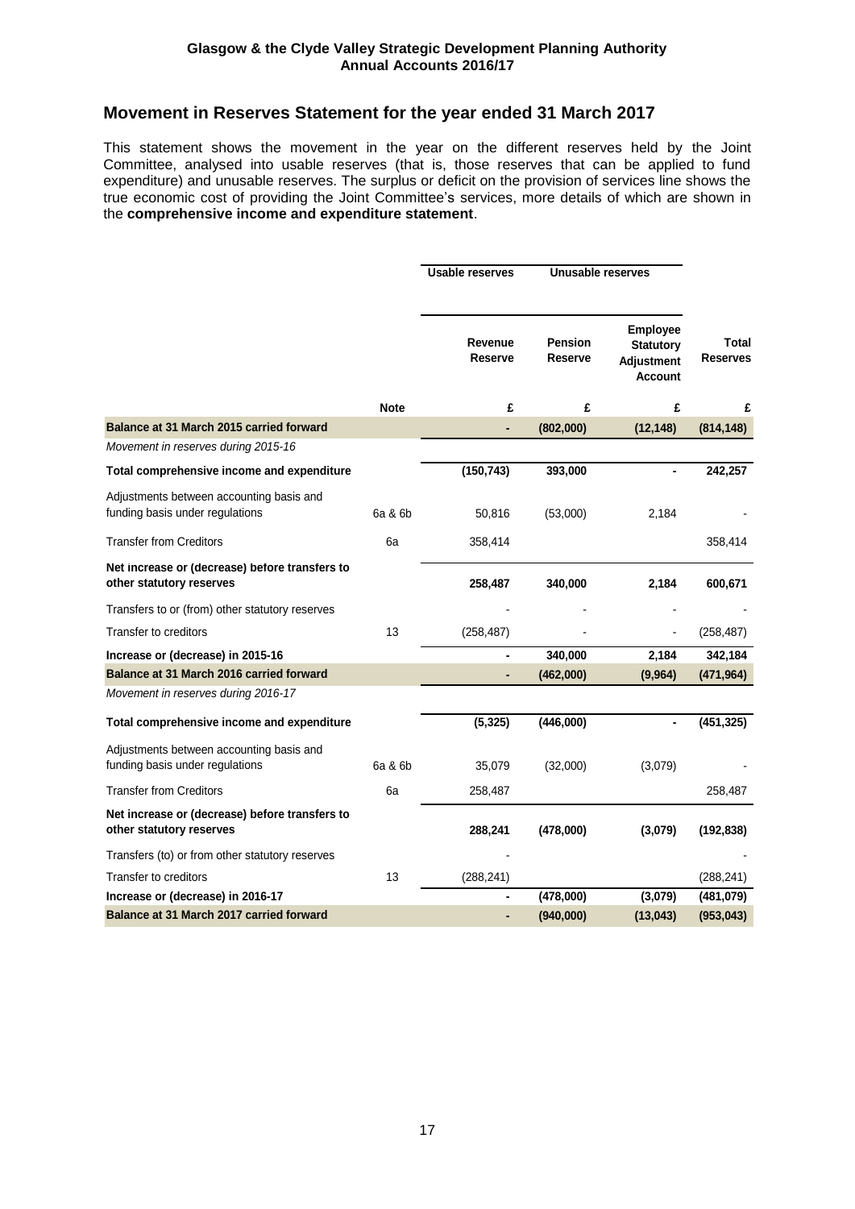## Movement in Reserves Statement for the year ended 31 March 2017

This statement shows the movement in the year on the different reserves held by the Joint Committee, analysed into usable reserves (that is, those reserves that can be applied to fund expenditure) and unusable reserves. The surplus or deficit on the provision of services line shows the true economic cost of providing the Joint Committee's services, more details of which are shown in the **comprehensive income and expenditure statement**.

| | | Usable reserves | Unusable reserves | | |
|---|---|---|---|---|---|
| | | **Revenue Reserve** | **Pension Reserve** | **Employee Statutory Adjustment Account** | **Total Reserves** |
| | **Note** | **£** | **£** | **£** | **£** |
| **Balance at 31 March 2015 carried forward** | | **-** | **(802,000)** | **(12,148)** | **(814,148)** |
| *Movement in reserves during 2015-16* | | | | | |
| **Total comprehensive income and expenditure** | | **(150,743)** | **393,000** | **-** | **242,257** |
| Adjustments between accounting basis and funding basis under regulations | 6a & 6b | 50,816 | (53,000) | 2,184 | - |
| Transfer from Creditors | 6a | 358,414 | | | 358,414 |
| **Net increase or (decrease) before transfers to other statutory reserves** | | **258,487** | **340,000** | **2,184** | **600,671** |
| Transfers to or (from) other statutory reserves | | - | - | - | - |
| Transfer to creditors | 13 | (258,487) | - | - | (258,487) |
| **Increase or (decrease) in 2015-16** | | **-** | **340,000** | **2,184** | **342,184** |
| **Balance at 31 March 2016 carried forward** | | **-** | **(462,000)** | **(9,964)** | **(471,964)** |
| *Movement in reserves during 2016-17* | | | | | |
| **Total comprehensive income and expenditure** | | **(5,325)** | **(446,000)** | **-** | **(451,325)** |
| Adjustments between accounting basis and funding basis under regulations | 6a & 6b | 35,079 | (32,000) | (3,079) | - |
| Transfer from Creditors | 6a | 258,487 | | | 258,487 |
| **Net increase or (decrease) before transfers to other statutory reserves** | | **288,241** | **(478,000)** | **(3,079)** | **(192,838)** |
| Transfers (to) or from other statutory reserves | | - | | | - |
| Transfer to creditors | 13 | (288,241) | | | (288,241) |
| **Increase or (decrease) in 2016-17** | | **-** | **(478,000)** | **(3,079)** | **(481,079)** |
| **Balance at 31 March 2017 carried forward** | | **-** | **(940,000)** | **(13,043)** | **(953,043)** |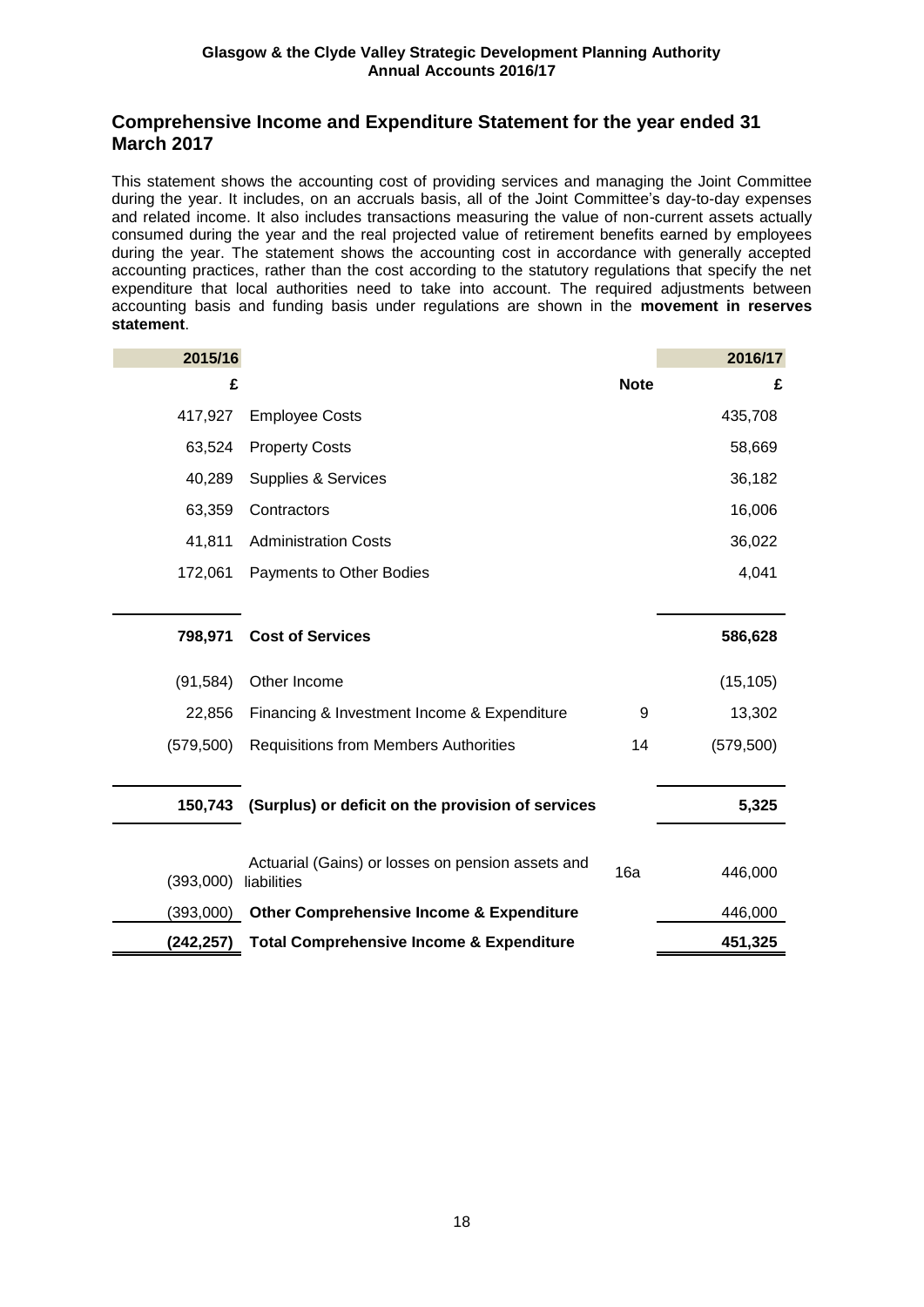## Comprehensive Income and Expenditure Statement for the year ended 31 March 2017

This statement shows the accounting cost of providing services and managing the Joint Committee during the year. It includes, on an accruals basis, all of the Joint Committee's day-to-day expenses and related income. It also includes transactions measuring the value of non-current assets actually consumed during the year and the real projected value of retirement benefits earned by employees during the year. The statement shows the accounting cost in accordance with generally accepted accounting practices, rather than the cost according to the statutory regulations that specify the net expenditure that local authorities need to take into account. The required adjustments between accounting basis and funding basis under regulations are shown in the **movement in reserves statement**.

| 2015/16 | | | 2016/17 |
|---|---|---|---|
| £ | | Note | £ |
| 417,927 | Employee Costs | | 435,708 |
| 63,524 | Property Costs | | 58,669 |
| 40,289 | Supplies & Services | | 36,182 |
| 63,359 | Contractors | | 16,006 |
| 41,811 | Administration Costs | | 36,022 |
| 172,061 | Payments to Other Bodies | | 4,041 |
| **798,971** | **Cost of Services** | | **586,628** |
| (91,584) | Other Income | | (15,105) |
| 22,856 | Financing & Investment Income & Expenditure | 9 | 13,302 |
| (579,500) | Requisitions from Members Authorities | 14 | (579,500) |
| **150,743** | **(Surplus) or deficit on the provision of services** | | **5,325** |
| (393,000) | Actuarial (Gains) or losses on pension assets and liabilities | 16a | 446,000 |
| (393,000) | **Other Comprehensive Income & Expenditure** | | 446,000 |
| **(242,257)** | **Total Comprehensive Income & Expenditure** | | **451,325** |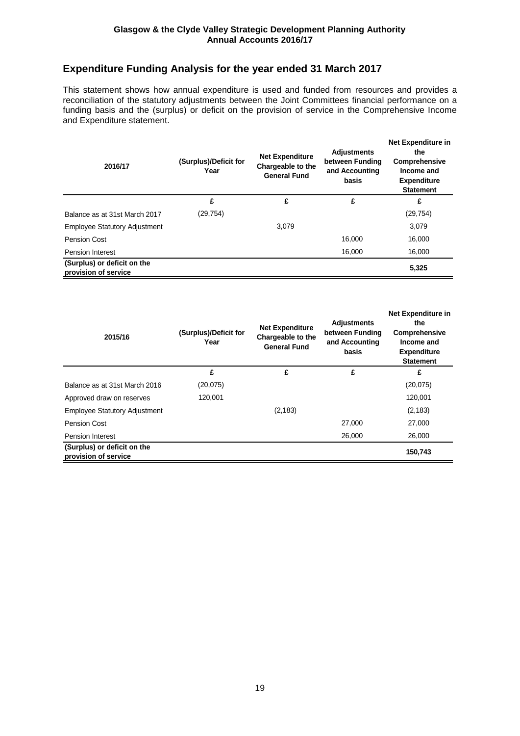## Expenditure Funding Analysis for the year ended 31 March 2017

This statement shows how annual expenditure is used and funded from resources and provides a reconciliation of the statutory adjustments between the Joint Committees financial performance on a funding basis and the (surplus) or deficit on the provision of service in the Comprehensive Income and Expenditure statement.

| 2016/17 | (Surplus)/Deficit for Year | Net Expenditure Chargeable to the General Fund | Adjustments between Funding and Accounting basis | Net Expenditure in the Comprehensive Income and Expenditure Statement |
|---|---|---|---|---|
| | £ | £ | £ | £ |
| Balance as at 31st March 2017 | (29,754) | | | (29,754) |
| Employee Statutory Adjustment | | 3,079 | | 3,079 |
| Pension Cost | | | 16,000 | 16,000 |
| Pension Interest | | | 16,000 | 16,000 |
| **(Surplus) or deficit on the provision of service** | | | | **5,325** |

| 2015/16 | (Surplus)/Deficit for Year | Net Expenditure Chargeable to the General Fund | Adjustments between Funding and Accounting basis | Net Expenditure in the Comprehensive Income and Expenditure Statement |
|---|---|---|---|---|
| | £ | £ | £ | £ |
| Balance as at 31st March 2016 | (20,075) | | | (20,075) |
| Approved draw on reserves | 120,001 | | | 120,001 |
| Employee Statutory Adjustment | | (2,183) | | (2,183) |
| Pension Cost | | | 27,000 | 27,000 |
| Pension Interest | | | 26,000 | 26,000 |
| **(Surplus) or deficit on the provision of service** | | | | **150,743** |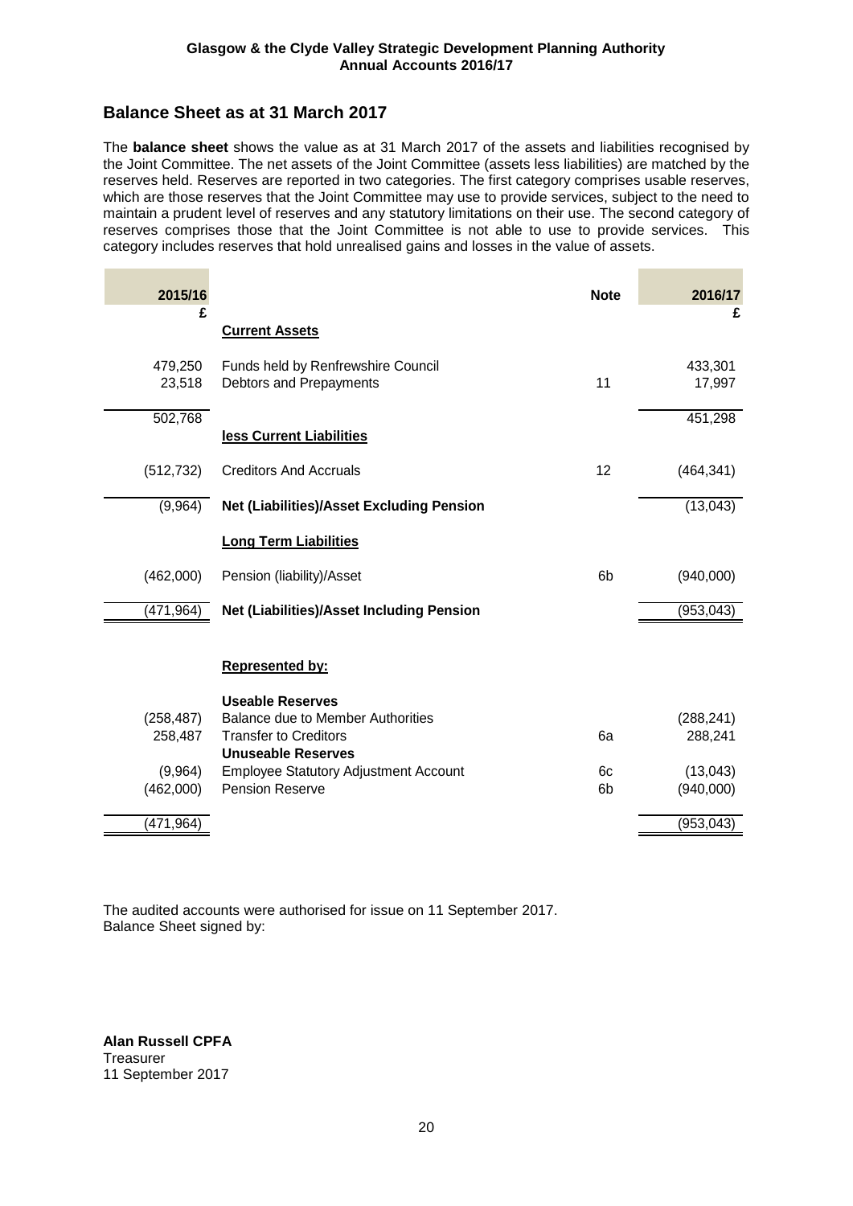## Balance Sheet as at 31 March 2017

The **balance sheet** shows the value as at 31 March 2017 of the assets and liabilities recognised by the Joint Committee. The net assets of the Joint Committee (assets less liabilities) are matched by the reserves held. Reserves are reported in two categories. The first category comprises usable reserves, which are those reserves that the Joint Committee may use to provide services, subject to the need to maintain a prudent level of reserves and any statutory limitations on their use. The second category of reserves comprises those that the Joint Committee is not able to use to provide services. This category includes reserves that hold unrealised gains and losses in the value of assets.

| 2015/16 £ | | Note | 2016/17 £ |
|---|---|---|---|
| | **Current Assets** | | |
| 479,250 | Funds held by Renfrewshire Council | | 433,301 |
| 23,518 | Debtors and Prepayments | 11 | 17,997 |
| 502,768 | | | 451,298 |
| | **less Current Liabilities** | | |
| (512,732) | Creditors And Accruals | 12 | (464,341) |
| (9,964) | **Net (Liabilities)/Asset Excluding Pension** | | (13,043) |
| | **Long Term Liabilities** | | |
| (462,000) | Pension (liability)/Asset | 6b | (940,000) |
| (471,964) | **Net (Liabilities)/Asset Including Pension** | | (953,043) |
| | **Represented by:** | | |
| | **Useable Reserves** | | |
| (258,487) | Balance due to Member Authorities | | (288,241) |
| 258,487 | Transfer to Creditors | 6a | 288,241 |
| | **Unuseable Reserves** | | |
| (9,964) | Employee Statutory Adjustment Account | 6c | (13,043) |
| (462,000) | Pension Reserve | 6b | (940,000) |
| (471,964) | | | (953,043) |

The audited accounts were authorised for issue on 11 September 2017.
Balance Sheet signed by:

**Alan Russell CPFA**
Treasurer
11 September 2017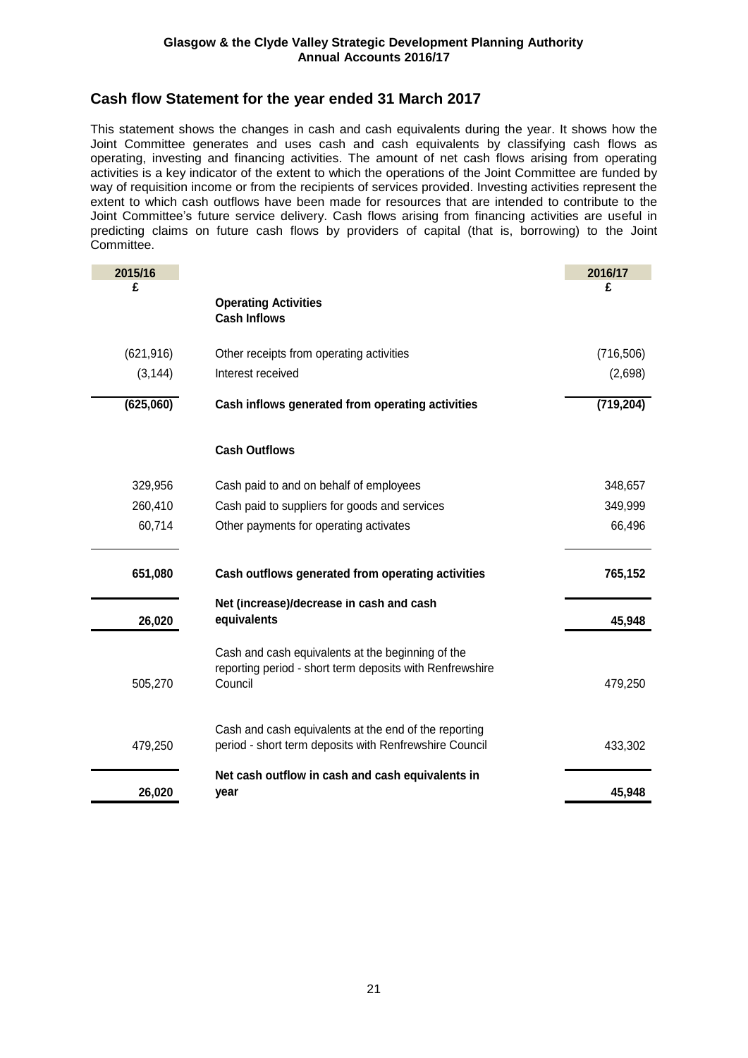## Cash flow Statement for the year ended 31 March 2017

This statement shows the changes in cash and cash equivalents during the year. It shows how the Joint Committee generates and uses cash and cash equivalents by classifying cash flows as operating, investing and financing activities. The amount of net cash flows arising from operating activities is a key indicator of the extent to which the operations of the Joint Committee are funded by way of requisition income or from the recipients of services provided. Investing activities represent the extent to which cash outflows have been made for resources that are intended to contribute to the Joint Committee's future service delivery. Cash flows arising from financing activities are useful in predicting claims on future cash flows by providers of capital (that is, borrowing) to the Joint Committee.

| 2015/16 £ | | 2016/17 £ |
|---|---|---|
| | **Operating Activities** | |
| | **Cash Inflows** | |
| (621,916) | Other receipts from operating activities | (716,506) |
| (3,144) | Interest received | (2,698) |
| **(625,060)** | **Cash inflows generated from operating activities** | **(719,204)** |
| | **Cash Outflows** | |
| 329,956 | Cash paid to and on behalf of employees | 348,657 |
| 260,410 | Cash paid to suppliers for goods and services | 349,999 |
| 60,714 | Other payments for operating activates | 66,496 |
| **651,080** | **Cash outflows generated from operating activities** | **765,152** |
| **26,020** | **Net (increase)/decrease in cash and cash equivalents** | **45,948** |
| 505,270 | Cash and cash equivalents at the beginning of the reporting period - short term deposits with Renfrewshire Council | 479,250 |
| 479,250 | Cash and cash equivalents at the end of the reporting period - short term deposits with Renfrewshire Council | 433,302 |
| **26,020** | **Net cash outflow in cash and cash equivalents in year** | **45,948** |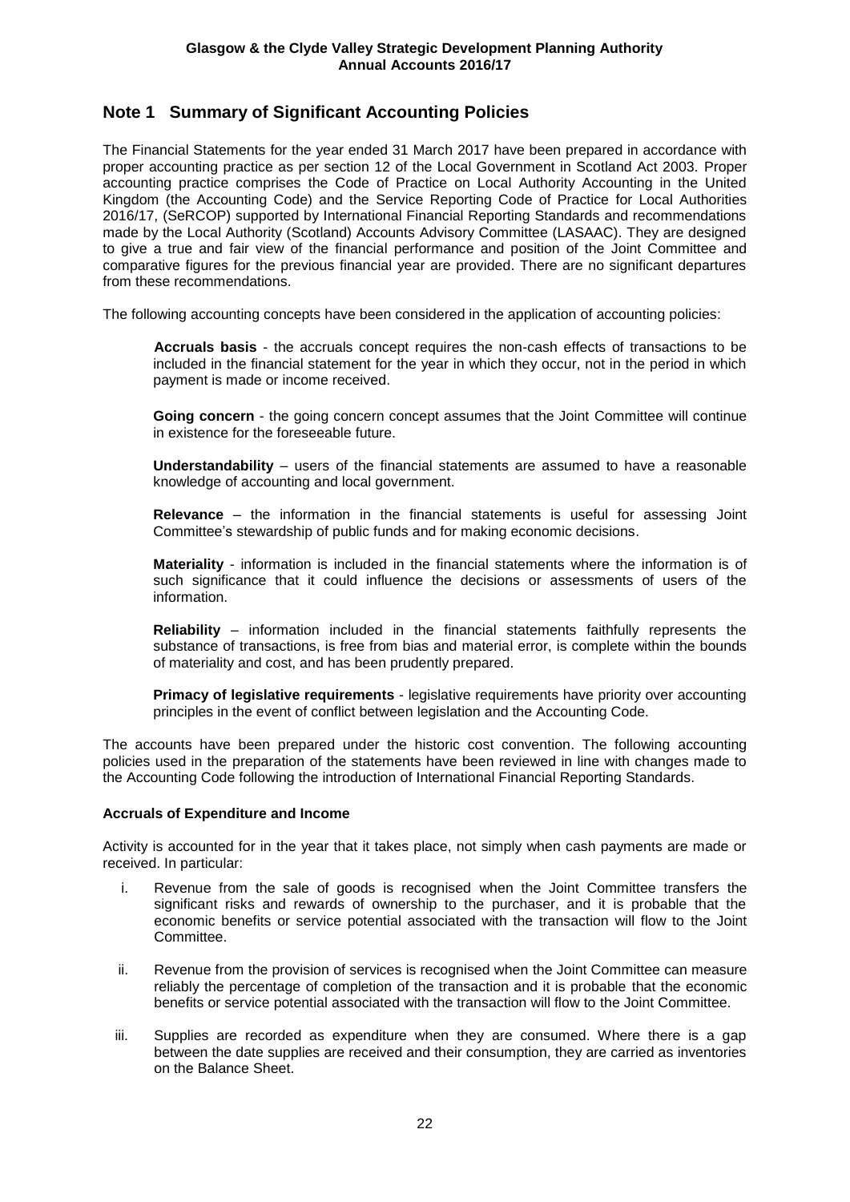## Note 1 Summary of Significant Accounting Policies

The Financial Statements for the year ended 31 March 2017 have been prepared in accordance with proper accounting practice as per section 12 of the Local Government in Scotland Act 2003. Proper accounting practice comprises the Code of Practice on Local Authority Accounting in the United Kingdom (the Accounting Code) and the Service Reporting Code of Practice for Local Authorities 2016/17, (SeRCOP) supported by International Financial Reporting Standards and recommendations made by the Local Authority (Scotland) Accounts Advisory Committee (LASAAC). They are designed to give a true and fair view of the financial performance and position of the Joint Committee and comparative figures for the previous financial year are provided. There are no significant departures from these recommendations.

The following accounting concepts have been considered in the application of accounting policies:

**Accruals basis** - the accruals concept requires the non-cash effects of transactions to be included in the financial statement for the year in which they occur, not in the period in which payment is made or income received.

**Going concern** - the going concern concept assumes that the Joint Committee will continue in existence for the foreseeable future.

**Understandability** – users of the financial statements are assumed to have a reasonable knowledge of accounting and local government.

**Relevance** – the information in the financial statements is useful for assessing Joint Committee's stewardship of public funds and for making economic decisions.

**Materiality** - information is included in the financial statements where the information is of such significance that it could influence the decisions or assessments of users of the information.

**Reliability** – information included in the financial statements faithfully represents the substance of transactions, is free from bias and material error, is complete within the bounds of materiality and cost, and has been prudently prepared.

**Primacy of legislative requirements** - legislative requirements have priority over accounting principles in the event of conflict between legislation and the Accounting Code.

The accounts have been prepared under the historic cost convention. The following accounting policies used in the preparation of the statements have been reviewed in line with changes made to the Accounting Code following the introduction of International Financial Reporting Standards.

### Accruals of Expenditure and Income

Activity is accounted for in the year that it takes place, not simply when cash payments are made or received. In particular:

i. Revenue from the sale of goods is recognised when the Joint Committee transfers the significant risks and rewards of ownership to the purchaser, and it is probable that the economic benefits or service potential associated with the transaction will flow to the Joint Committee.

ii. Revenue from the provision of services is recognised when the Joint Committee can measure reliably the percentage of completion of the transaction and it is probable that the economic benefits or service potential associated with the transaction will flow to the Joint Committee.

iii. Supplies are recorded as expenditure when they are consumed. Where there is a gap between the date supplies are received and their consumption, they are carried as inventories on the Balance Sheet.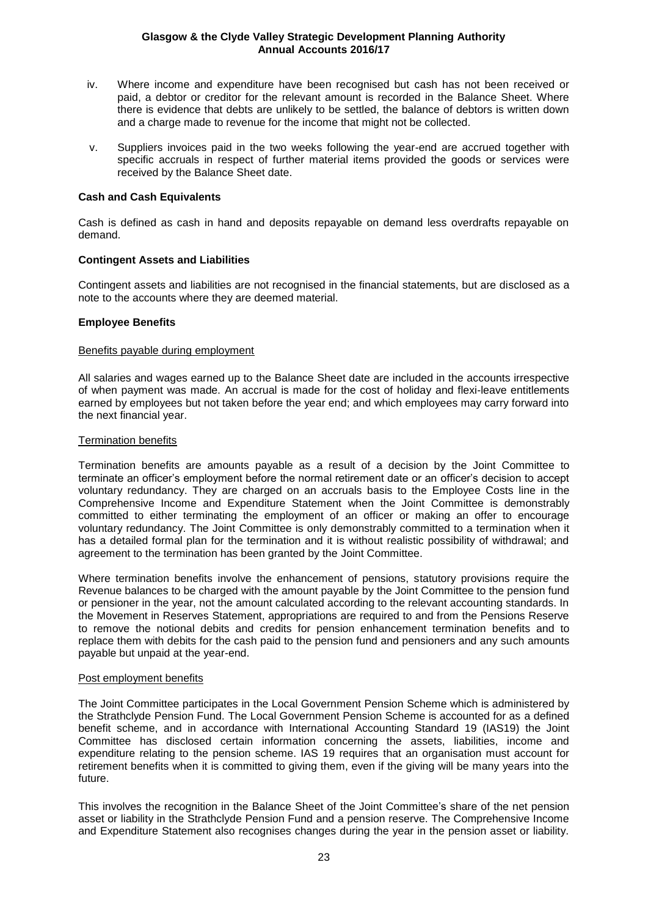iv. Where income and expenditure have been recognised but cash has not been received or paid, a debtor or creditor for the relevant amount is recorded in the Balance Sheet. Where there is evidence that debts are unlikely to be settled, the balance of debtors is written down and a charge made to revenue for the income that might not be collected.

v. Suppliers invoices paid in the two weeks following the year-end are accrued together with specific accruals in respect of further material items provided the goods or services were received by the Balance Sheet date.

**Cash and Cash Equivalents**

Cash is defined as cash in hand and deposits repayable on demand less overdrafts repayable on demand.

**Contingent Assets and Liabilities**

Contingent assets and liabilities are not recognised in the financial statements, but are disclosed as a note to the accounts where they are deemed material.

**Employee Benefits**

Benefits payable during employment

All salaries and wages earned up to the Balance Sheet date are included in the accounts irrespective of when payment was made. An accrual is made for the cost of holiday and flexi-leave entitlements earned by employees but not taken before the year end; and which employees may carry forward into the next financial year.

Termination benefits

Termination benefits are amounts payable as a result of a decision by the Joint Committee to terminate an officer's employment before the normal retirement date or an officer's decision to accept voluntary redundancy. They are charged on an accruals basis to the Employee Costs line in the Comprehensive Income and Expenditure Statement when the Joint Committee is demonstrably committed to either terminating the employment of an officer or making an offer to encourage voluntary redundancy. The Joint Committee is only demonstrably committed to a termination when it has a detailed formal plan for the termination and it is without realistic possibility of withdrawal; and agreement to the termination has been granted by the Joint Committee.

Where termination benefits involve the enhancement of pensions, statutory provisions require the Revenue balances to be charged with the amount payable by the Joint Committee to the pension fund or pensioner in the year, not the amount calculated according to the relevant accounting standards. In the Movement in Reserves Statement, appropriations are required to and from the Pensions Reserve to remove the notional debits and credits for pension enhancement termination benefits and to replace them with debits for the cash paid to the pension fund and pensioners and any such amounts payable but unpaid at the year-end.

Post employment benefits

The Joint Committee participates in the Local Government Pension Scheme which is administered by the Strathclyde Pension Fund. The Local Government Pension Scheme is accounted for as a defined benefit scheme, and in accordance with International Accounting Standard 19 (IAS19) the Joint Committee has disclosed certain information concerning the assets, liabilities, income and expenditure relating to the pension scheme. IAS 19 requires that an organisation must account for retirement benefits when it is committed to giving them, even if the giving will be many years into the future.

This involves the recognition in the Balance Sheet of the Joint Committee's share of the net pension asset or liability in the Strathclyde Pension Fund and a pension reserve. The Comprehensive Income and Expenditure Statement also recognises changes during the year in the pension asset or liability.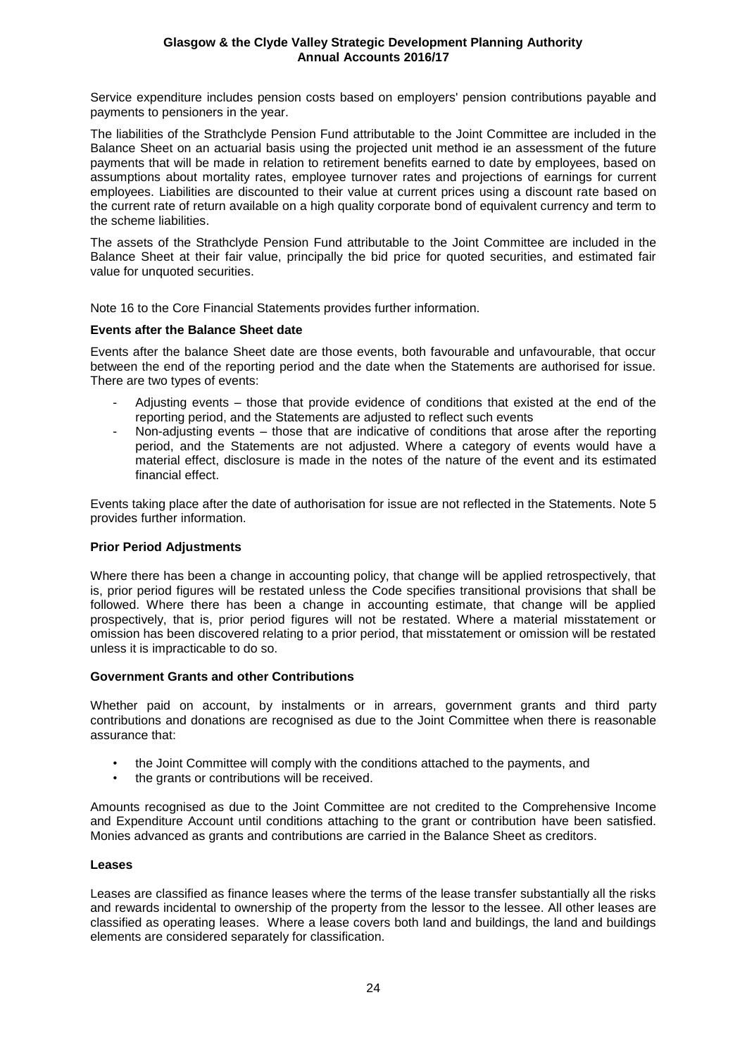Service expenditure includes pension costs based on employers' pension contributions payable and payments to pensioners in the year.

The liabilities of the Strathclyde Pension Fund attributable to the Joint Committee are included in the Balance Sheet on an actuarial basis using the projected unit method ie an assessment of the future payments that will be made in relation to retirement benefits earned to date by employees, based on assumptions about mortality rates, employee turnover rates and projections of earnings for current employees. Liabilities are discounted to their value at current prices using a discount rate based on the current rate of return available on a high quality corporate bond of equivalent currency and term to the scheme liabilities.

The assets of the Strathclyde Pension Fund attributable to the Joint Committee are included in the Balance Sheet at their fair value, principally the bid price for quoted securities, and estimated fair value for unquoted securities.

Note 16 to the Core Financial Statements provides further information.

**Events after the Balance Sheet date**

Events after the balance Sheet date are those events, both favourable and unfavourable, that occur between the end of the reporting period and the date when the Statements are authorised for issue. There are two types of events:

- Adjusting events – those that provide evidence of conditions that existed at the end of the reporting period, and the Statements are adjusted to reflect such events
- Non-adjusting events – those that are indicative of conditions that arose after the reporting period, and the Statements are not adjusted. Where a category of events would have a material effect, disclosure is made in the notes of the nature of the event and its estimated financial effect.

Events taking place after the date of authorisation for issue are not reflected in the Statements. Note 5 provides further information.

**Prior Period Adjustments**

Where there has been a change in accounting policy, that change will be applied retrospectively, that is, prior period figures will be restated unless the Code specifies transitional provisions that shall be followed. Where there has been a change in accounting estimate, that change will be applied prospectively, that is, prior period figures will not be restated. Where a material misstatement or omission has been discovered relating to a prior period, that misstatement or omission will be restated unless it is impracticable to do so.

**Government Grants and other Contributions**

Whether paid on account, by instalments or in arrears, government grants and third party contributions and donations are recognised as due to the Joint Committee when there is reasonable assurance that:

- the Joint Committee will comply with the conditions attached to the payments, and
- the grants or contributions will be received.

Amounts recognised as due to the Joint Committee are not credited to the Comprehensive Income and Expenditure Account until conditions attaching to the grant or contribution have been satisfied. Monies advanced as grants and contributions are carried in the Balance Sheet as creditors.

**Leases**

Leases are classified as finance leases where the terms of the lease transfer substantially all the risks and rewards incidental to ownership of the property from the lessor to the lessee. All other leases are classified as operating leases. Where a lease covers both land and buildings, the land and buildings elements are considered separately for classification.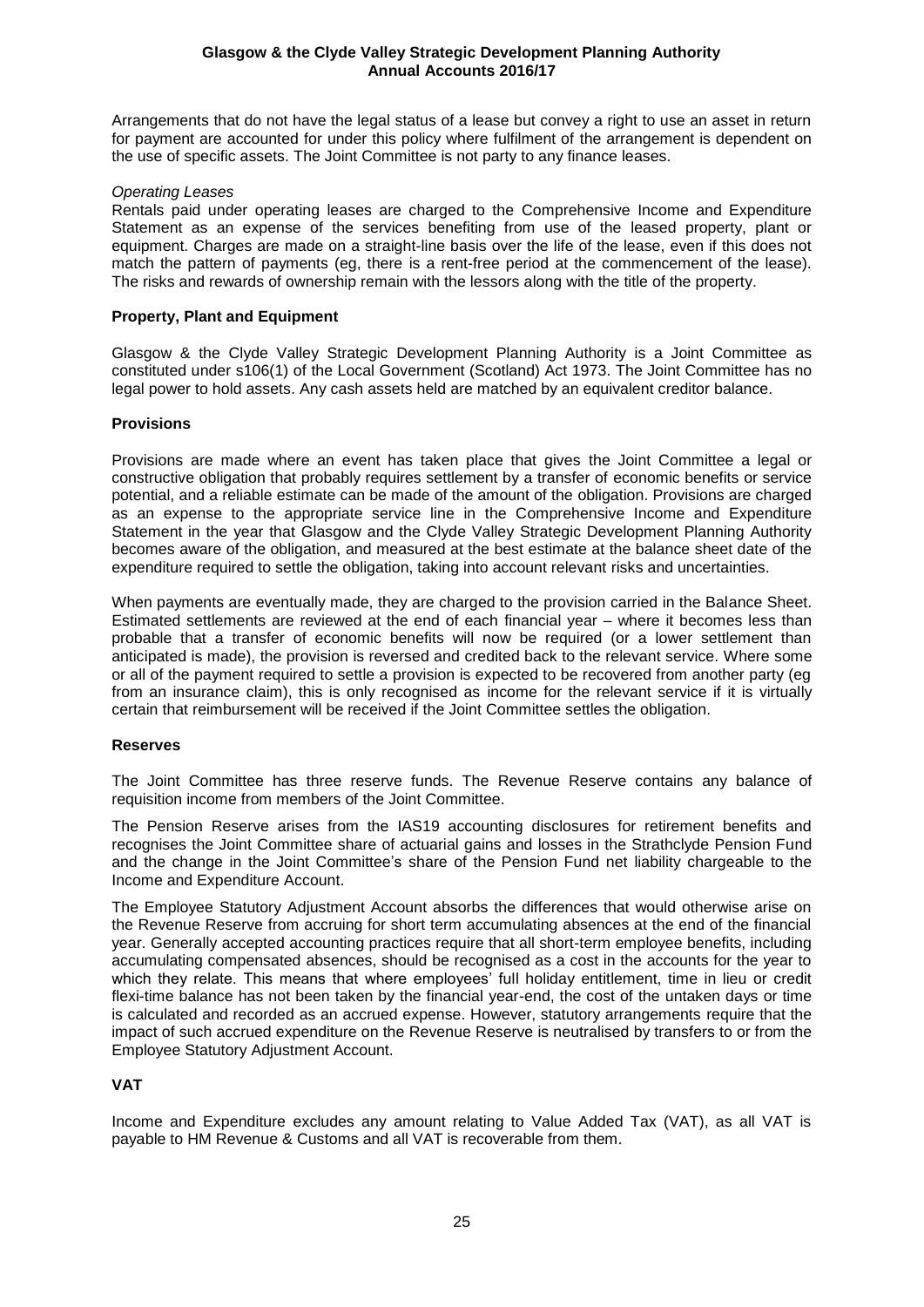Arrangements that do not have the legal status of a lease but convey a right to use an asset in return for payment are accounted for under this policy where fulfilment of the arrangement is dependent on the use of specific assets. The Joint Committee is not party to any finance leases.

*Operating Leases*

Rentals paid under operating leases are charged to the Comprehensive Income and Expenditure Statement as an expense of the services benefiting from use of the leased property, plant or equipment. Charges are made on a straight-line basis over the life of the lease, even if this does not match the pattern of payments (eg, there is a rent-free period at the commencement of the lease). The risks and rewards of ownership remain with the lessors along with the title of the property.

**Property, Plant and Equipment**

Glasgow & the Clyde Valley Strategic Development Planning Authority is a Joint Committee as constituted under s106(1) of the Local Government (Scotland) Act 1973. The Joint Committee has no legal power to hold assets. Any cash assets held are matched by an equivalent creditor balance.

**Provisions**

Provisions are made where an event has taken place that gives the Joint Committee a legal or constructive obligation that probably requires settlement by a transfer of economic benefits or service potential, and a reliable estimate can be made of the amount of the obligation. Provisions are charged as an expense to the appropriate service line in the Comprehensive Income and Expenditure Statement in the year that Glasgow and the Clyde Valley Strategic Development Planning Authority becomes aware of the obligation, and measured at the best estimate at the balance sheet date of the expenditure required to settle the obligation, taking into account relevant risks and uncertainties.

When payments are eventually made, they are charged to the provision carried in the Balance Sheet. Estimated settlements are reviewed at the end of each financial year – where it becomes less than probable that a transfer of economic benefits will now be required (or a lower settlement than anticipated is made), the provision is reversed and credited back to the relevant service. Where some or all of the payment required to settle a provision is expected to be recovered from another party (eg from an insurance claim), this is only recognised as income for the relevant service if it is virtually certain that reimbursement will be received if the Joint Committee settles the obligation.

**Reserves**

The Joint Committee has three reserve funds. The Revenue Reserve contains any balance of requisition income from members of the Joint Committee.

The Pension Reserve arises from the IAS19 accounting disclosures for retirement benefits and recognises the Joint Committee share of actuarial gains and losses in the Strathclyde Pension Fund and the change in the Joint Committee's share of the Pension Fund net liability chargeable to the Income and Expenditure Account.

The Employee Statutory Adjustment Account absorbs the differences that would otherwise arise on the Revenue Reserve from accruing for short term accumulating absences at the end of the financial year. Generally accepted accounting practices require that all short-term employee benefits, including accumulating compensated absences, should be recognised as a cost in the accounts for the year to which they relate. This means that where employees' full holiday entitlement, time in lieu or credit flexi-time balance has not been taken by the financial year-end, the cost of the untaken days or time is calculated and recorded as an accrued expense. However, statutory arrangements require that the impact of such accrued expenditure on the Revenue Reserve is neutralised by transfers to or from the Employee Statutory Adjustment Account.

**VAT**

Income and Expenditure excludes any amount relating to Value Added Tax (VAT), as all VAT is payable to HM Revenue & Customs and all VAT is recoverable from them.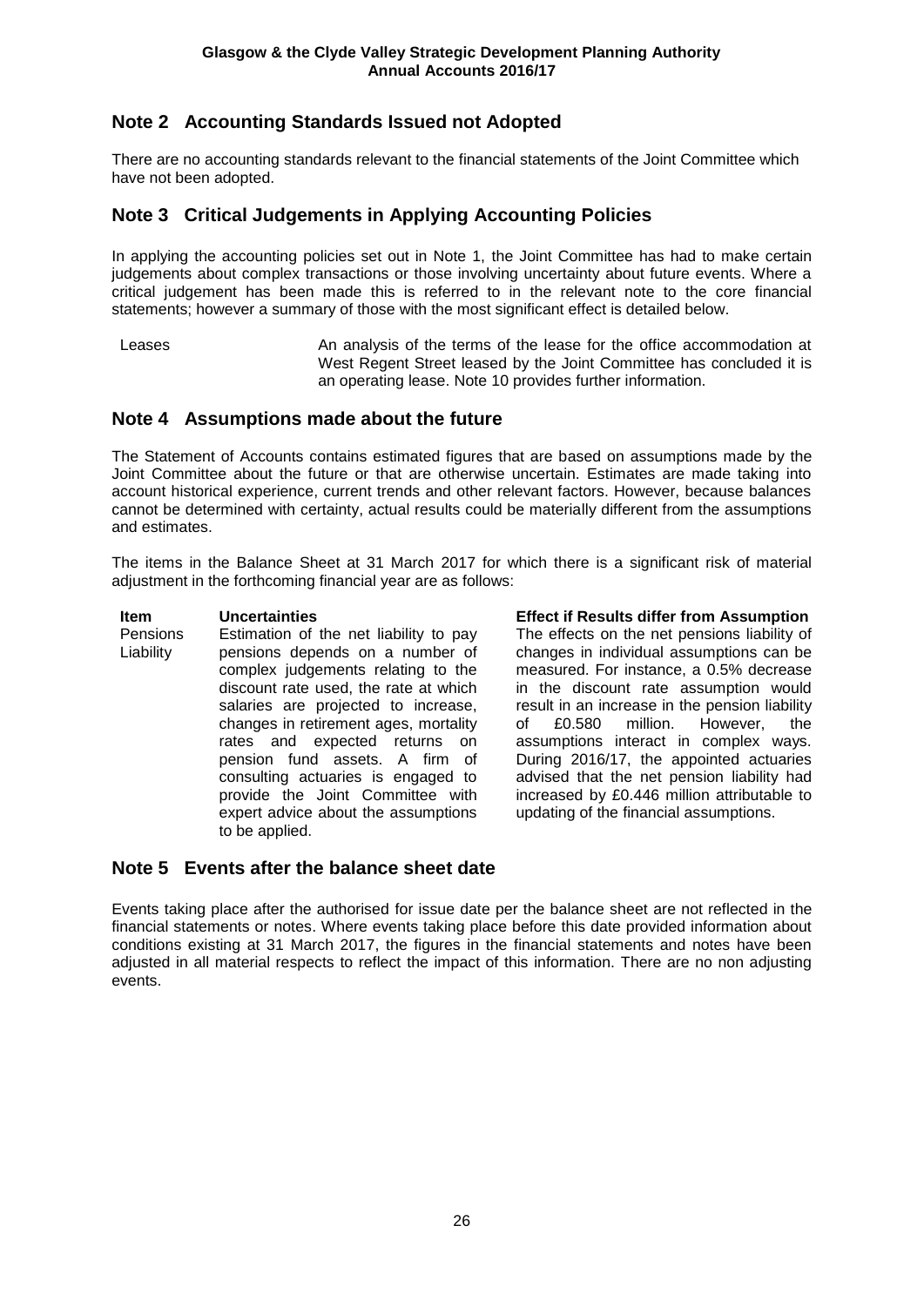## Note 2 Accounting Standards Issued not Adopted

There are no accounting standards relevant to the financial statements of the Joint Committee which have not been adopted.

## Note 3 Critical Judgements in Applying Accounting Policies

In applying the accounting policies set out in Note 1, the Joint Committee has had to make certain judgements about complex transactions or those involving uncertainty about future events. Where a critical judgement has been made this is referred to in the relevant note to the core financial statements; however a summary of those with the most significant effect is detailed below.

| | |
|---|---|
| Leases | An analysis of the terms of the lease for the office accommodation at West Regent Street leased by the Joint Committee has concluded it is an operating lease. Note 10 provides further information. |

## Note 4 Assumptions made about the future

The Statement of Accounts contains estimated figures that are based on assumptions made by the Joint Committee about the future or that are otherwise uncertain. Estimates are made taking into account historical experience, current trends and other relevant factors. However, because balances cannot be determined with certainty, actual results could be materially different from the assumptions and estimates.

The items in the Balance Sheet at 31 March 2017 for which there is a significant risk of material adjustment in the forthcoming financial year are as follows:

| Item | Uncertainties | Effect if Results differ from Assumption |
|---|---|---|
| Pensions Liability | Estimation of the net liability to pay pensions depends on a number of complex judgements relating to the discount rate used, the rate at which salaries are projected to increase, changes in retirement ages, mortality rates and expected returns on pension fund assets. A firm of consulting actuaries is engaged to provide the Joint Committee with expert advice about the assumptions to be applied. | The effects on the net pensions liability of changes in individual assumptions can be measured. For instance, a 0.5% decrease in the discount rate assumption would result in an increase in the pension liability of £0.580 million. However, the assumptions interact in complex ways. During 2016/17, the appointed actuaries advised that the net pension liability had increased by £0.446 million attributable to updating of the financial assumptions. |

## Note 5 Events after the balance sheet date

Events taking place after the authorised for issue date per the balance sheet are not reflected in the financial statements or notes. Where events taking place before this date provided information about conditions existing at 31 March 2017, the figures in the financial statements and notes have been adjusted in all material respects to reflect the impact of this information. There are no non adjusting events.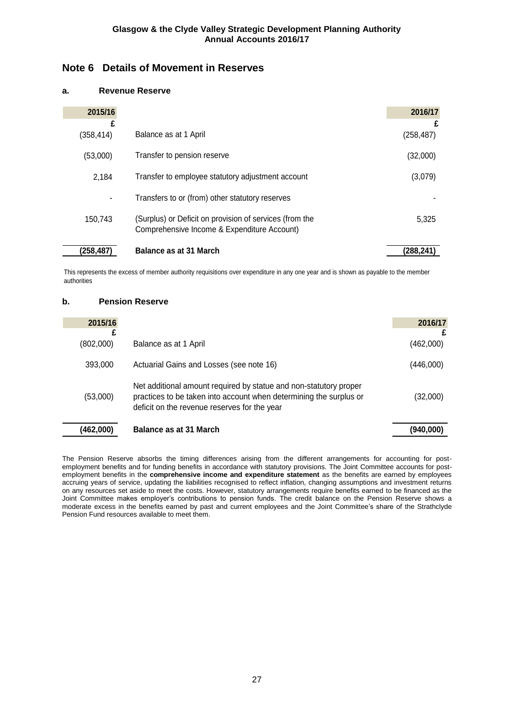## Note 6 Details of Movement in Reserves

### a. Revenue Reserve

| 2015/16 £ | | 2016/17 £ |
|---|---|---|
| (358,414) | Balance as at 1 April | (258,487) |
| (53,000) | Transfer to pension reserve | (32,000) |
| 2,184 | Transfer to employee statutory adjustment account | (3,079) |
| - | Transfers to or (from) other statutory reserves | - |
| 150,743 | (Surplus) or Deficit on provision of services (from the Comprehensive Income & Expenditure Account) | 5,325 |
| **(258,487)** | **Balance as at 31 March** | **(288,241)** |

This represents the excess of member authority requisitions over expenditure in any one year and is shown as payable to the member authorities

### b. Pension Reserve

| 2015/16 £ | | 2016/17 £ |
|---|---|---|
| (802,000) | Balance as at 1 April | (462,000) |
| 393,000 | Actuarial Gains and Losses (see note 16) | (446,000) |
| (53,000) | Net additional amount required by statue and non-statutory proper practices to be taken into account when determining the surplus or deficit on the revenue reserves for the year | (32,000) |
| **(462,000)** | **Balance as at 31 March** | **(940,000)** |

The Pension Reserve absorbs the timing differences arising from the different arrangements for accounting for post-employment benefits and for funding benefits in accordance with statutory provisions. The Joint Committee accounts for post-employment benefits in the **comprehensive income and expenditure statement** as the benefits are earned by employees accruing years of service, updating the liabilities recognised to reflect inflation, changing assumptions and investment returns on any resources set aside to meet the costs. However, statutory arrangements require benefits earned to be financed as the Joint Committee makes employer's contributions to pension funds. The credit balance on the Pension Reserve shows a moderate excess in the benefits earned by past and current employees and the Joint Committee's share of the Strathclyde Pension Fund resources available to meet them.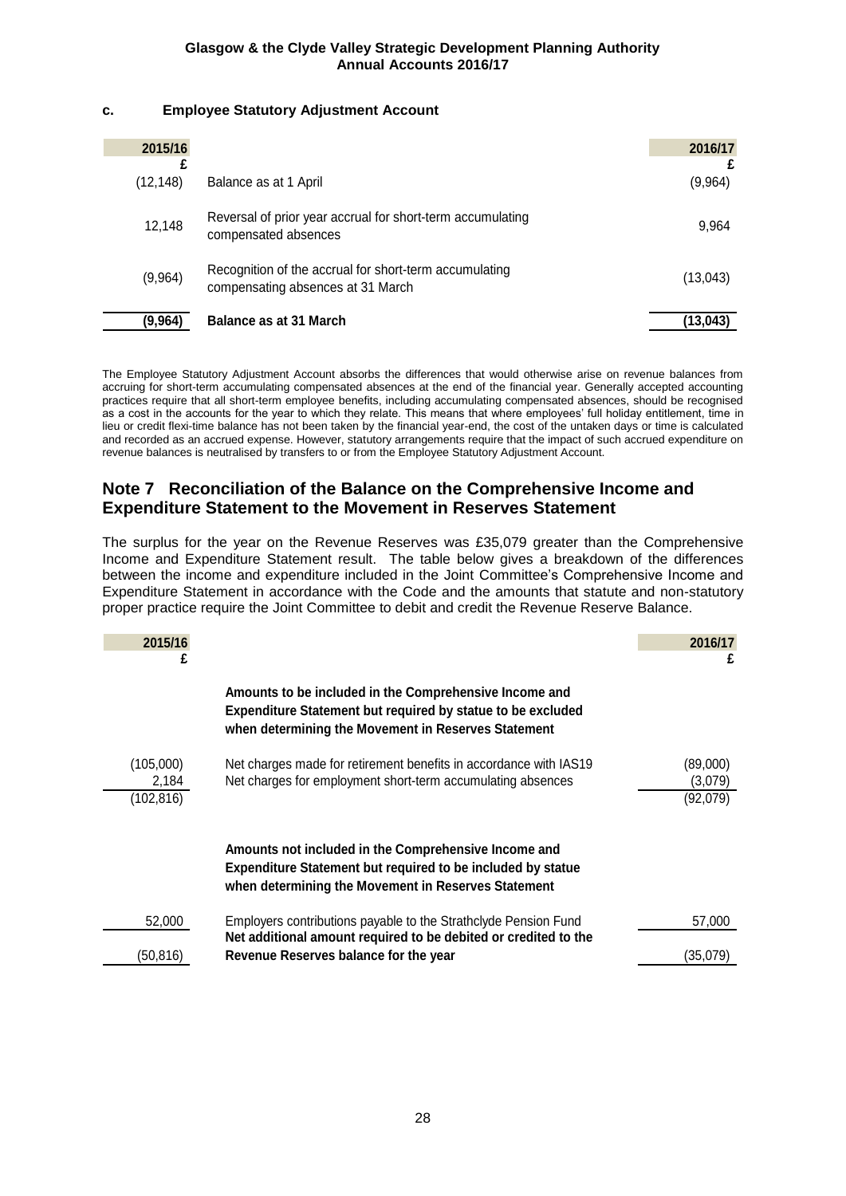### c. Employee Statutory Adjustment Account

| 2015/16 £ | | 2016/17 £ |
|---|---|---|
| (12,148) | Balance as at 1 April | (9,964) |
| 12,148 | Reversal of prior year accrual for short-term accumulating compensated absences | 9,964 |
| (9,964) | Recognition of the accrual for short-term accumulating compensating absences at 31 March | (13,043) |
| **(9,964)** | **Balance as at 31 March** | **(13,043)** |

The Employee Statutory Adjustment Account absorbs the differences that would otherwise arise on revenue balances from accruing for short-term accumulating compensated absences at the end of the financial year. Generally accepted accounting practices require that all short-term employee benefits, including accumulating compensated absences, should be recognised as a cost in the accounts for the year to which they relate. This means that where employees' full holiday entitlement, time in lieu or credit flexi-time balance has not been taken by the financial year-end, the cost of the untaken days or time is calculated and recorded as an accrued expense. However, statutory arrangements require that the impact of such accrued expenditure on revenue balances is neutralised by transfers to or from the Employee Statutory Adjustment Account.

## Note 7 Reconciliation of the Balance on the Comprehensive Income and Expenditure Statement to the Movement in Reserves Statement

The surplus for the year on the Revenue Reserves was £35,079 greater than the Comprehensive Income and Expenditure Statement result. The table below gives a breakdown of the differences between the income and expenditure included in the Joint Committee's Comprehensive Income and Expenditure Statement in accordance with the Code and the amounts that statute and non-statutory proper practice require the Joint Committee to debit and credit the Revenue Reserve Balance.

| 2015/16 £ | | 2016/17 £ |
|---|---|---|
| | **Amounts to be included in the Comprehensive Income and Expenditure Statement but required by statue to be excluded when determining the Movement in Reserves Statement** | |
| (105,000) | Net charges made for retirement benefits in accordance with IAS19 | (89,000) |
| 2,184 | Net charges for employment short-term accumulating absences | (3,079) |
| (102,816) | | (92,079) |
| | **Amounts not included in the Comprehensive Income and Expenditure Statement but required to be included by statue when determining the Movement in Reserves Statement** | |
| 52,000 | Employers contributions payable to the Strathclyde Pension Fund | 57,000 |
| (50,816) | **Net additional amount required to be debited or credited to the Revenue Reserves balance for the year** | (35,079) |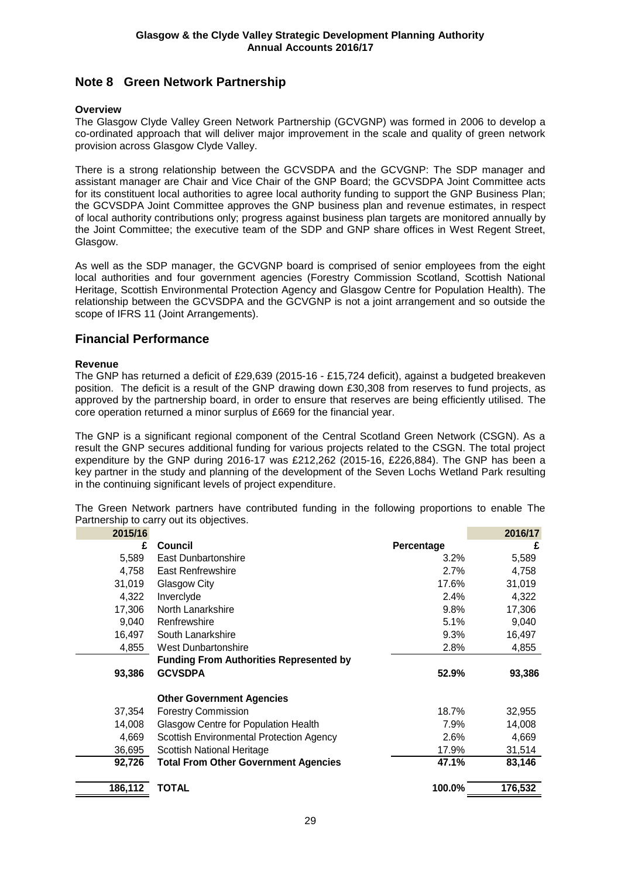## Note 8 Green Network Partnership

**Overview**

The Glasgow Clyde Valley Green Network Partnership (GCVGNP) was formed in 2006 to develop a co-ordinated approach that will deliver major improvement in the scale and quality of green network provision across Glasgow Clyde Valley.

There is a strong relationship between the GCVSDPA and the GCVGNP: The SDP manager and assistant manager are Chair and Vice Chair of the GNP Board; the GCVSDPA Joint Committee acts for its constituent local authorities to agree local authority funding to support the GNP Business Plan; the GCVSDPA Joint Committee approves the GNP business plan and revenue estimates, in respect of local authority contributions only; progress against business plan targets are monitored annually by the Joint Committee; the executive team of the SDP and GNP share offices in West Regent Street, Glasgow.

As well as the SDP manager, the GCVGNP board is comprised of senior employees from the eight local authorities and four government agencies (Forestry Commission Scotland, Scottish National Heritage, Scottish Environmental Protection Agency and Glasgow Centre for Population Health). The relationship between the GCVSDPA and the GCVGNP is not a joint arrangement and so outside the scope of IFRS 11 (Joint Arrangements).

## Financial Performance

**Revenue**

The GNP has returned a deficit of £29,639 (2015-16 - £15,724 deficit), against a budgeted breakeven position. The deficit is a result of the GNP drawing down £30,308 from reserves to fund projects, as approved by the partnership board, in order to ensure that reserves are being efficiently utilised. The core operation returned a minor surplus of £669 for the financial year.

The GNP is a significant regional component of the Central Scotland Green Network (CSGN). As a result the GNP secures additional funding for various projects related to the CSGN. The total project expenditure by the GNP during 2016-17 was £212,262 (2015-16, £226,884). The GNP has been a key partner in the study and planning of the development of the Seven Lochs Wetland Park resulting in the continuing significant levels of project expenditure.

The Green Network partners have contributed funding in the following proportions to enable The Partnership to carry out its objectives.

| 2015/16 £ | Council | Percentage | 2016/17 £ |
|---|---|---|---|
| 5,589 | East Dunbartonshire | 3.2% | 5,589 |
| 4,758 | East Renfrewshire | 2.7% | 4,758 |
| 31,019 | Glasgow City | 17.6% | 31,019 |
| 4,322 | Inverclyde | 2.4% | 4,322 |
| 17,306 | North Lanarkshire | 9.8% | 17,306 |
| 9,040 | Renfrewshire | 5.1% | 9,040 |
| 16,497 | South Lanarkshire | 9.3% | 16,497 |
| 4,855 | West Dunbartonshire | 2.8% | 4,855 |
| **93,386** | **Funding From Authorities Represented by GCVSDPA** | **52.9%** | **93,386** |
| | **Other Government Agencies** | | |
| 37,354 | Forestry Commission | 18.7% | 32,955 |
| 14,008 | Glasgow Centre for Population Health | 7.9% | 14,008 |
| 4,669 | Scottish Environmental Protection Agency | 2.6% | 4,669 |
| 36,695 | Scottish National Heritage | 17.9% | 31,514 |
| **92,726** | **Total From Other Government Agencies** | **47.1%** | **83,146** |
| **186,112** | **TOTAL** | **100.0%** | **176,532** |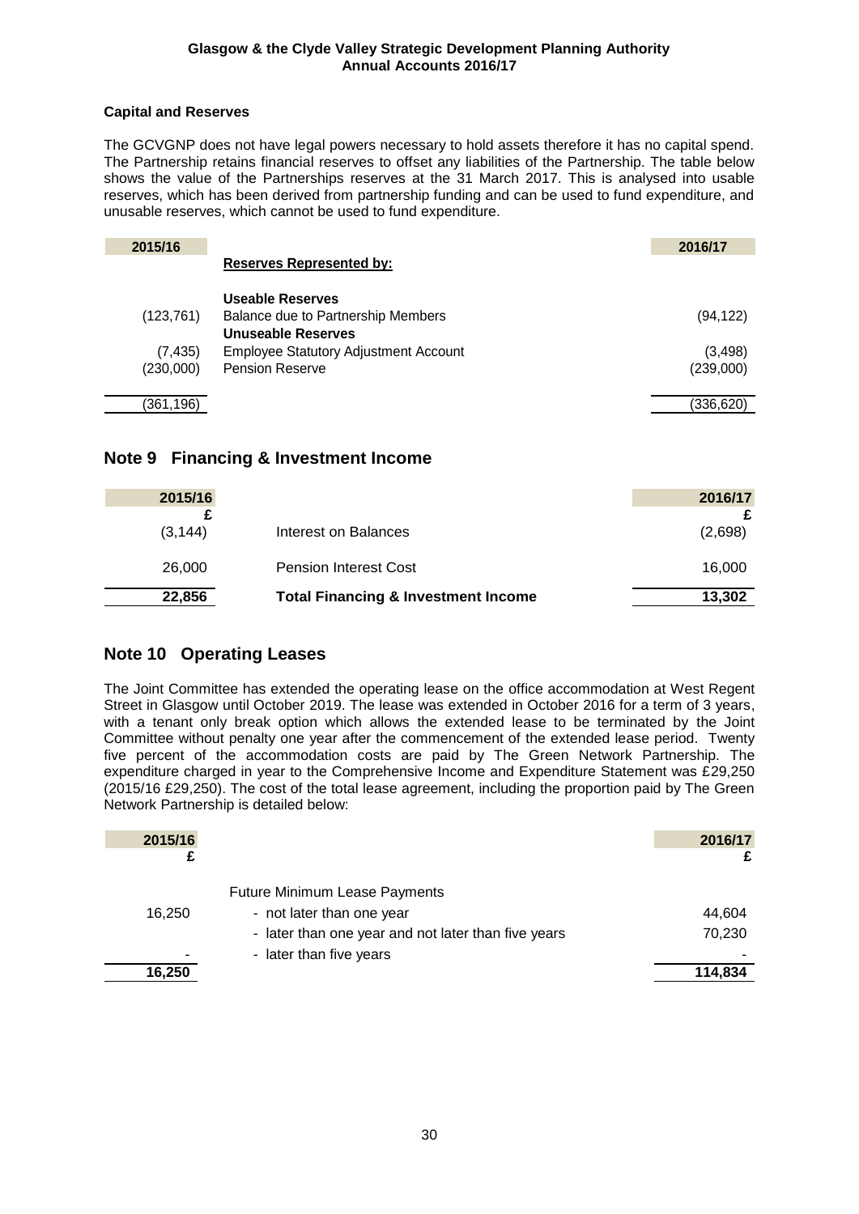### Capital and Reserves

The GCVGNP does not have legal powers necessary to hold assets therefore it has no capital spend. The Partnership retains financial reserves to offset any liabilities of the Partnership. The table below shows the value of the Partnerships reserves at the 31 March 2017. This is analysed into usable reserves, which has been derived from partnership funding and can be used to fund expenditure, and unusable reserves, which cannot be used to fund expenditure.

| 2015/16 | | 2016/17 |
|---|---|---|
| | **Reserves Represented by:** | |
| | **Useable Reserves** | |
| (123,761) | Balance due to Partnership Members | (94,122) |
| | **Unuseable Reserves** | |
| (7,435) | Employee Statutory Adjustment Account | (3,498) |
| (230,000) | Pension Reserve | (239,000) |
| (361,196) | | (336,620) |

## Note 9 Financing & Investment Income

| 2015/16 £ | | 2016/17 £ |
|---|---|---|
| (3,144) | Interest on Balances | (2,698) |
| 26,000 | Pension Interest Cost | 16,000 |
| **22,856** | **Total Financing & Investment Income** | **13,302** |

## Note 10 Operating Leases

The Joint Committee has extended the operating lease on the office accommodation at West Regent Street in Glasgow until October 2019. The lease was extended in October 2016 for a term of 3 years, with a tenant only break option which allows the extended lease to be terminated by the Joint Committee without penalty one year after the commencement of the extended lease period. Twenty five percent of the accommodation costs are paid by The Green Network Partnership. The expenditure charged in year to the Comprehensive Income and Expenditure Statement was £29,250 (2015/16 £29,250). The cost of the total lease agreement, including the proportion paid by The Green Network Partnership is detailed below:

| 2015/16 £ | | 2016/17 £ |
|---|---|---|
| | Future Minimum Lease Payments | |
| 16,250 | - not later than one year | 44,604 |
| | - later than one year and not later than five years | 70,230 |
| - | - later than five years | - |
| **16,250** | | **114,834** |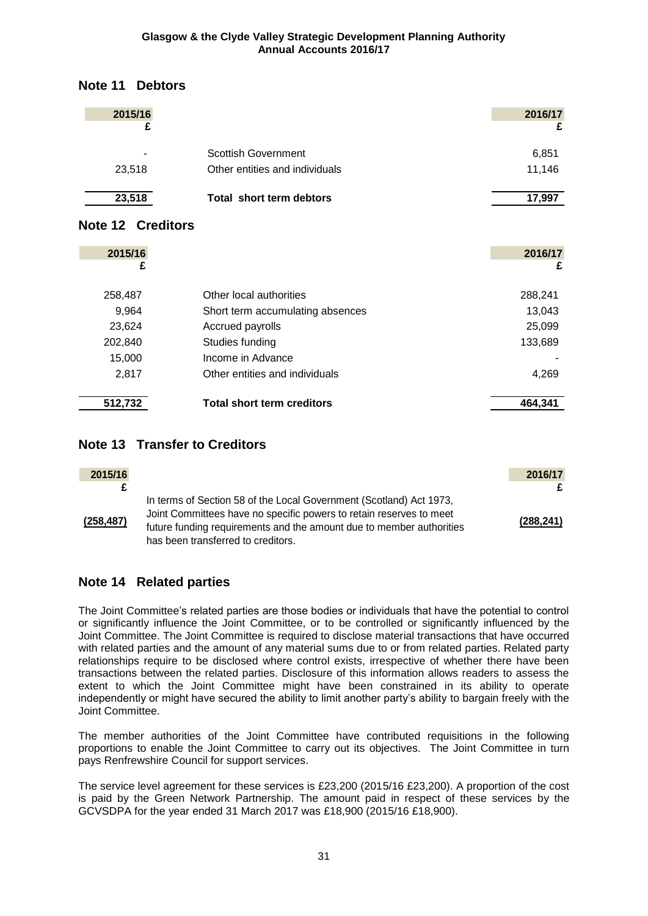## Note 11 Debtors

| 2015/16 £ | | 2016/17 £ |
|---|---|---|
| - | Scottish Government | 6,851 |
| 23,518 | Other entities and individuals | 11,146 |
| **23,518** | **Total short term debtors** | **17,997** |

## Note 12 Creditors

| 2015/16 £ | | 2016/17 £ |
|---|---|---|
| 258,487 | Other local authorities | 288,241 |
| 9,964 | Short term accumulating absences | 13,043 |
| 23,624 | Accrued payrolls | 25,099 |
| 202,840 | Studies funding | 133,689 |
| 15,000 | Income in Advance | - |
| 2,817 | Other entities and individuals | 4,269 |
| **512,732** | **Total short term creditors** | **464,341** |

## Note 13 Transfer to Creditors

| 2015/16 £ | | 2016/17 £ |
|---|---|---|
| **(258,487)** | In terms of Section 58 of the Local Government (Scotland) Act 1973, Joint Committees have no specific powers to retain reserves to meet future funding requirements and the amount due to member authorities has been transferred to creditors. | **(288,241)** |

## Note 14 Related parties

The Joint Committee's related parties are those bodies or individuals that have the potential to control or significantly influence the Joint Committee, or to be controlled or significantly influenced by the Joint Committee. The Joint Committee is required to disclose material transactions that have occurred with related parties and the amount of any material sums due to or from related parties. Related party relationships require to be disclosed where control exists, irrespective of whether there have been transactions between the related parties. Disclosure of this information allows readers to assess the extent to which the Joint Committee might have been constrained in its ability to operate independently or might have secured the ability to limit another party's ability to bargain freely with the Joint Committee.

The member authorities of the Joint Committee have contributed requisitions in the following proportions to enable the Joint Committee to carry out its objectives. The Joint Committee in turn pays Renfrewshire Council for support services.

The service level agreement for these services is £23,200 (2015/16 £23,200). A proportion of the cost is paid by the Green Network Partnership. The amount paid in respect of these services by the GCVSDPA for the year ended 31 March 2017 was £18,900 (2015/16 £18,900).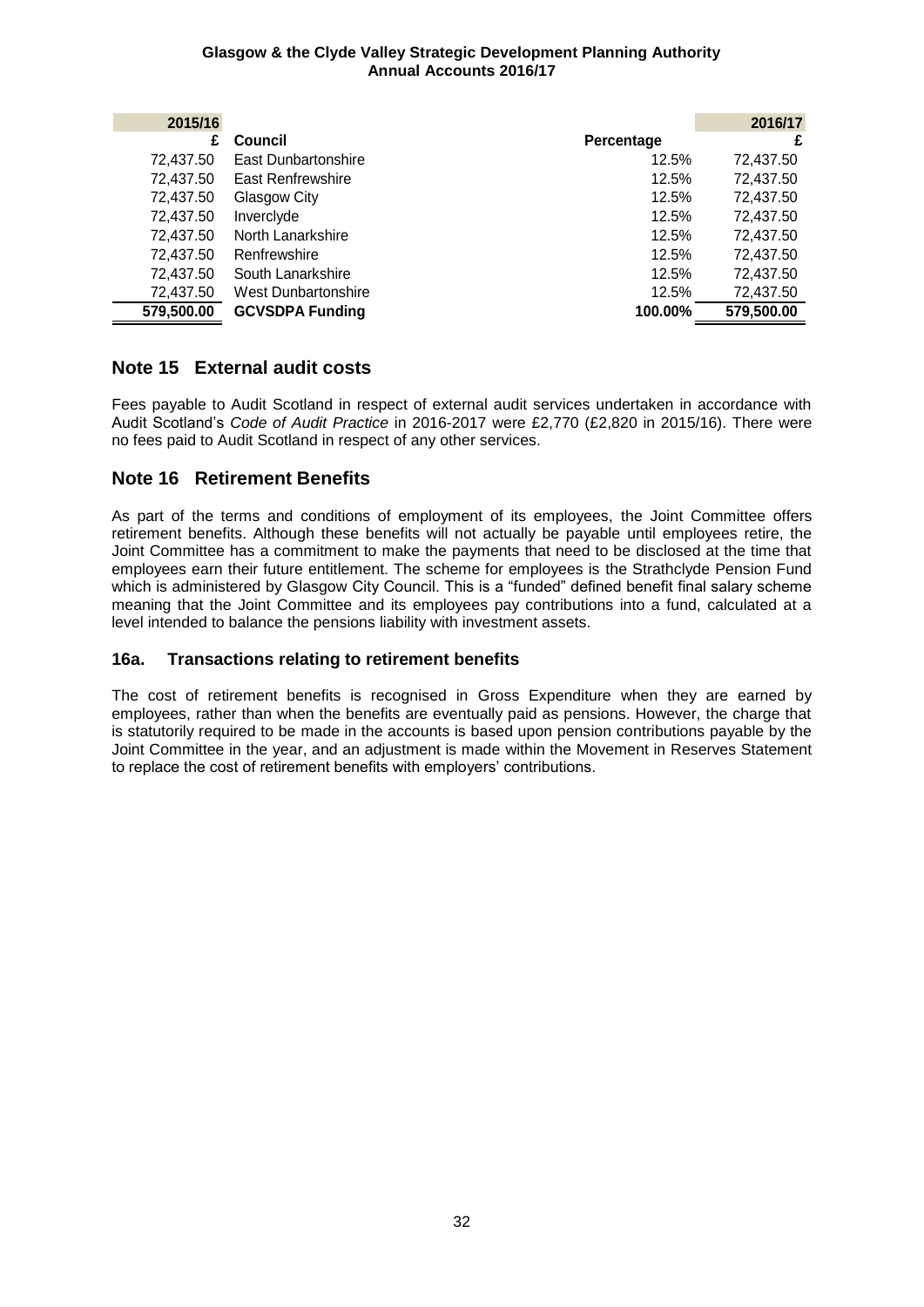| 2015/16 | | | 2016/17 |
|---|---|---|---|
| £ | Council | Percentage | £ |
| 72,437.50 | East Dunbartonshire | 12.5% | 72,437.50 |
| 72,437.50 | East Renfrewshire | 12.5% | 72,437.50 |
| 72,437.50 | Glasgow City | 12.5% | 72,437.50 |
| 72,437.50 | Inverclyde | 12.5% | 72,437.50 |
| 72,437.50 | North Lanarkshire | 12.5% | 72,437.50 |
| 72,437.50 | Renfrewshire | 12.5% | 72,437.50 |
| 72,437.50 | South Lanarkshire | 12.5% | 72,437.50 |
| 72,437.50 | West Dunbartonshire | 12.5% | 72,437.50 |
| **579,500.00** | **GCVSDPA Funding** | **100.00%** | **579,500.00** |

## Note 15 External audit costs

Fees payable to Audit Scotland in respect of external audit services undertaken in accordance with Audit Scotland's *Code of Audit Practice* in 2016-2017 were £2,770 (£2,820 in 2015/16). There were no fees paid to Audit Scotland in respect of any other services.

## Note 16 Retirement Benefits

As part of the terms and conditions of employment of its employees, the Joint Committee offers retirement benefits. Although these benefits will not actually be payable until employees retire, the Joint Committee has a commitment to make the payments that need to be disclosed at the time that employees earn their future entitlement. The scheme for employees is the Strathclyde Pension Fund which is administered by Glasgow City Council. This is a "funded" defined benefit final salary scheme meaning that the Joint Committee and its employees pay contributions into a fund, calculated at a level intended to balance the pensions liability with investment assets.

### 16a. Transactions relating to retirement benefits

The cost of retirement benefits is recognised in Gross Expenditure when they are earned by employees, rather than when the benefits are eventually paid as pensions. However, the charge that is statutorily required to be made in the accounts is based upon pension contributions payable by the Joint Committee in the year, and an adjustment is made within the Movement in Reserves Statement to replace the cost of retirement benefits with employers' contributions.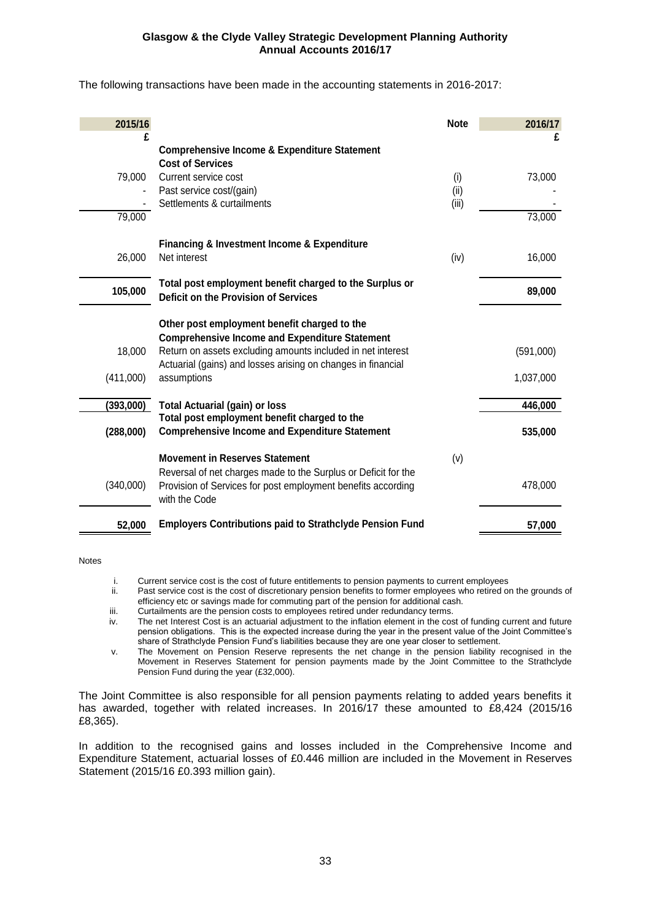The following transactions have been made in the accounting statements in 2016-2017:

| 2015/16 | | Note | 2016/17 |
|---|---|---|---|
| £ | | | £ |
| | **Comprehensive Income & Expenditure Statement** | | |
| | **Cost of Services** | | |
| 79,000 | Current service cost | (i) | 73,000 |
| - | Past service cost/(gain) | (ii) | - |
| - | Settlements & curtailments | (iii) | - |
| 79,000 | | | 73,000 |
| | **Financing & Investment Income & Expenditure** | | |
| 26,000 | Net interest | (iv) | 16,000 |
| **105,000** | **Total post employment benefit charged to the Surplus or Deficit on the Provision of Services** | | **89,000** |
| | **Other post employment benefit charged to the Comprehensive Income and Expenditure Statement** | | |
| 18,000 | Return on assets excluding amounts included in net interest | | (591,000) |
| (411,000) | Actuarial (gains) and losses arising on changes in financial assumptions | | 1,037,000 |
| **(393,000)** | **Total Actuarial (gain) or loss** | | **446,000** |
| **(288,000)** | **Total post employment benefit charged to the Comprehensive Income and Expenditure Statement** | | **535,000** |
| | **Movement in Reserves Statement** | (v) | |
| (340,000) | Reversal of net charges made to the Surplus or Deficit for the Provision of Services for post employment benefits according with the Code | | 478,000 |
| **52,000** | **Employers Contributions paid to Strathclyde Pension Fund** | | **57,000** |

Notes

i. Current service cost is the cost of future entitlements to pension payments to current employees
ii. Past service cost is the cost of discretionary pension benefits to former employees who retired on the grounds of efficiency etc or savings made for commuting part of the pension for additional cash.
iii. Curtailments are the pension costs to employees retired under redundancy terms.
iv. The net Interest Cost is an actuarial adjustment to the inflation element in the cost of funding current and future pension obligations. This is the expected increase during the year in the present value of the Joint Committee's share of Strathclyde Pension Fund's liabilities because they are one year closer to settlement.
v. The Movement on Pension Reserve represents the net change in the pension liability recognised in the Movement in Reserves Statement for pension payments made by the Joint Committee to the Strathclyde Pension Fund during the year (£32,000).

The Joint Committee is also responsible for all pension payments relating to added years benefits it has awarded, together with related increases. In 2016/17 these amounted to £8,424 (2015/16 £8,365).

In addition to the recognised gains and losses included in the Comprehensive Income and Expenditure Statement, actuarial losses of £0.446 million are included in the Movement in Reserves Statement (2015/16 £0.393 million gain).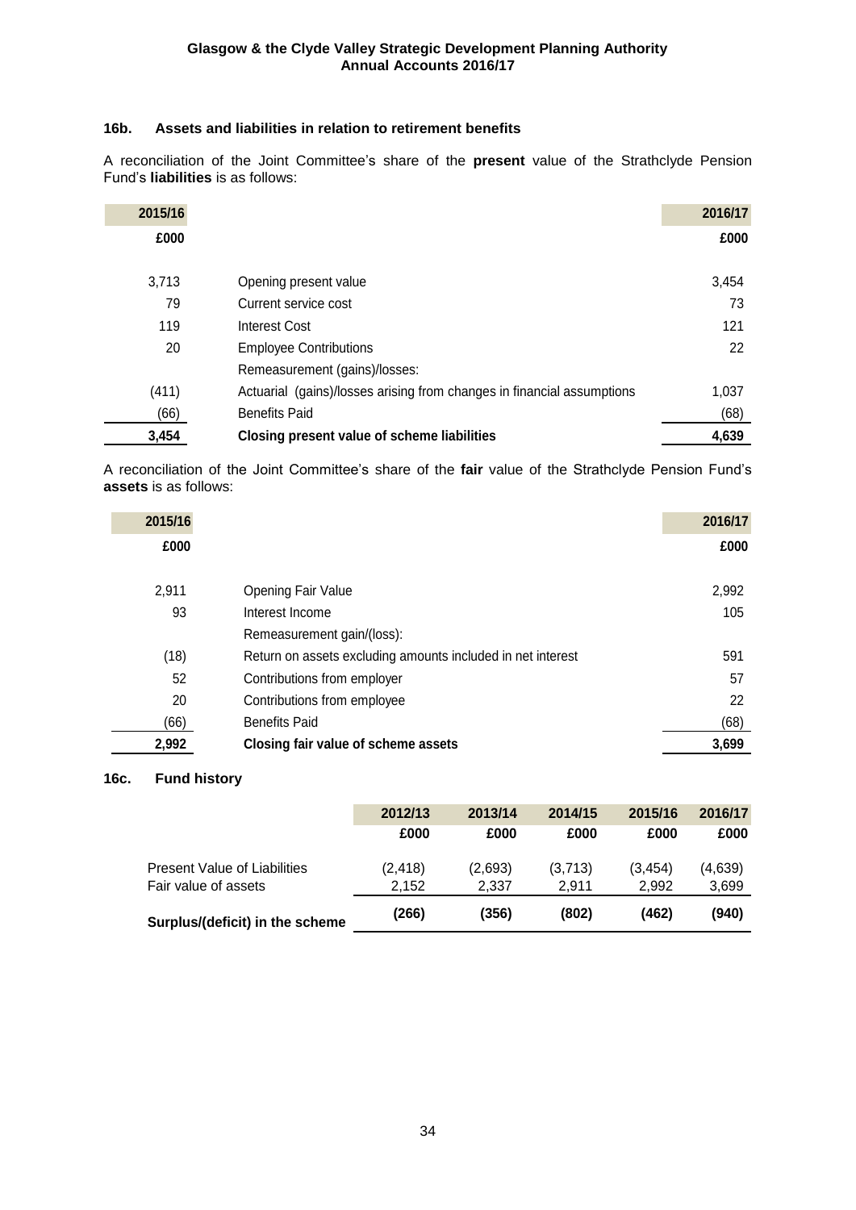### 16b. Assets and liabilities in relation to retirement benefits

A reconciliation of the Joint Committee's share of the **present** value of the Strathclyde Pension Fund's **liabilities** is as follows:

| 2015/16 | | 2016/17 |
|---|---|---|
| £000 | | £000 |
| 3,713 | Opening present value | 3,454 |
| 79 | Current service cost | 73 |
| 119 | Interest Cost | 121 |
| 20 | Employee Contributions | 22 |
| | Remeasurement (gains)/losses: | |
| (411) | Actuarial (gains)/losses arising from changes in financial assumptions | 1,037 |
| (66) | Benefits Paid | (68) |
| **3,454** | **Closing present value of scheme liabilities** | **4,639** |

A reconciliation of the Joint Committee's share of the **fair** value of the Strathclyde Pension Fund's **assets** is as follows:

| 2015/16 | | 2016/17 |
|---|---|---|
| £000 | | £000 |
| 2,911 | Opening Fair Value | 2,992 |
| 93 | Interest Income | 105 |
| | Remeasurement gain/(loss): | |
| (18) | Return on assets excluding amounts included in net interest | 591 |
| 52 | Contributions from employer | 57 |
| 20 | Contributions from employee | 22 |
| (66) | Benefits Paid | (68) |
| **2,992** | **Closing fair value of scheme assets** | **3,699** |

### 16c. Fund history

| | 2012/13 | 2013/14 | 2014/15 | 2015/16 | 2016/17 |
|---|---|---|---|---|---|
| | £000 | £000 | £000 | £000 | £000 |
| Present Value of Liabilities | (2,418) | (2,693) | (3,713) | (3,454) | (4,639) |
| Fair value of assets | 2,152 | 2,337 | 2,911 | 2,992 | 3,699 |
| **Surplus/(deficit) in the scheme** | **(266)** | **(356)** | **(802)** | **(462)** | **(940)** |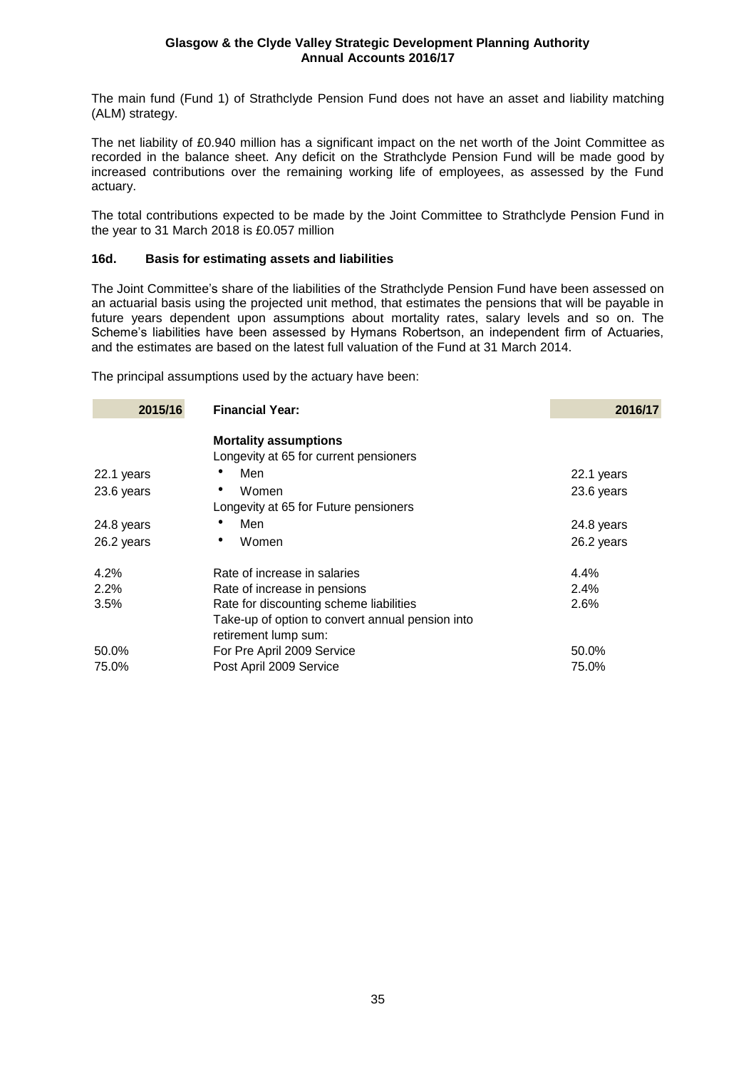The main fund (Fund 1) of Strathclyde Pension Fund does not have an asset and liability matching (ALM) strategy.

The net liability of £0.940 million has a significant impact on the net worth of the Joint Committee as recorded in the balance sheet. Any deficit on the Strathclyde Pension Fund will be made good by increased contributions over the remaining working life of employees, as assessed by the Fund actuary.

The total contributions expected to be made by the Joint Committee to Strathclyde Pension Fund in the year to 31 March 2018 is £0.057 million

### 16d. Basis for estimating assets and liabilities

The Joint Committee's share of the liabilities of the Strathclyde Pension Fund have been assessed on an actuarial basis using the projected unit method, that estimates the pensions that will be payable in future years dependent upon assumptions about mortality rates, salary levels and so on. The Scheme's liabilities have been assessed by Hymans Robertson, an independent firm of Actuaries, and the estimates are based on the latest full valuation of the Fund at 31 March 2014.

The principal assumptions used by the actuary have been:

| 2015/16 | Financial Year: | 2016/17 |
|---|---|---|
| | **Mortality assumptions** | |
| | Longevity at 65 for current pensioners | |
| 22.1 years | • Men | 22.1 years |
| 23.6 years | • Women | 23.6 years |
| | Longevity at 65 for Future pensioners | |
| 24.8 years | • Men | 24.8 years |
| 26.2 years | • Women | 26.2 years |
| 4.2% | Rate of increase in salaries | 4.4% |
| 2.2% | Rate of increase in pensions | 2.4% |
| 3.5% | Rate for discounting scheme liabilities | 2.6% |
| | Take-up of option to convert annual pension into retirement lump sum: | |
| 50.0% | For Pre April 2009 Service | 50.0% |
| 75.0% | Post April 2009 Service | 75.0% |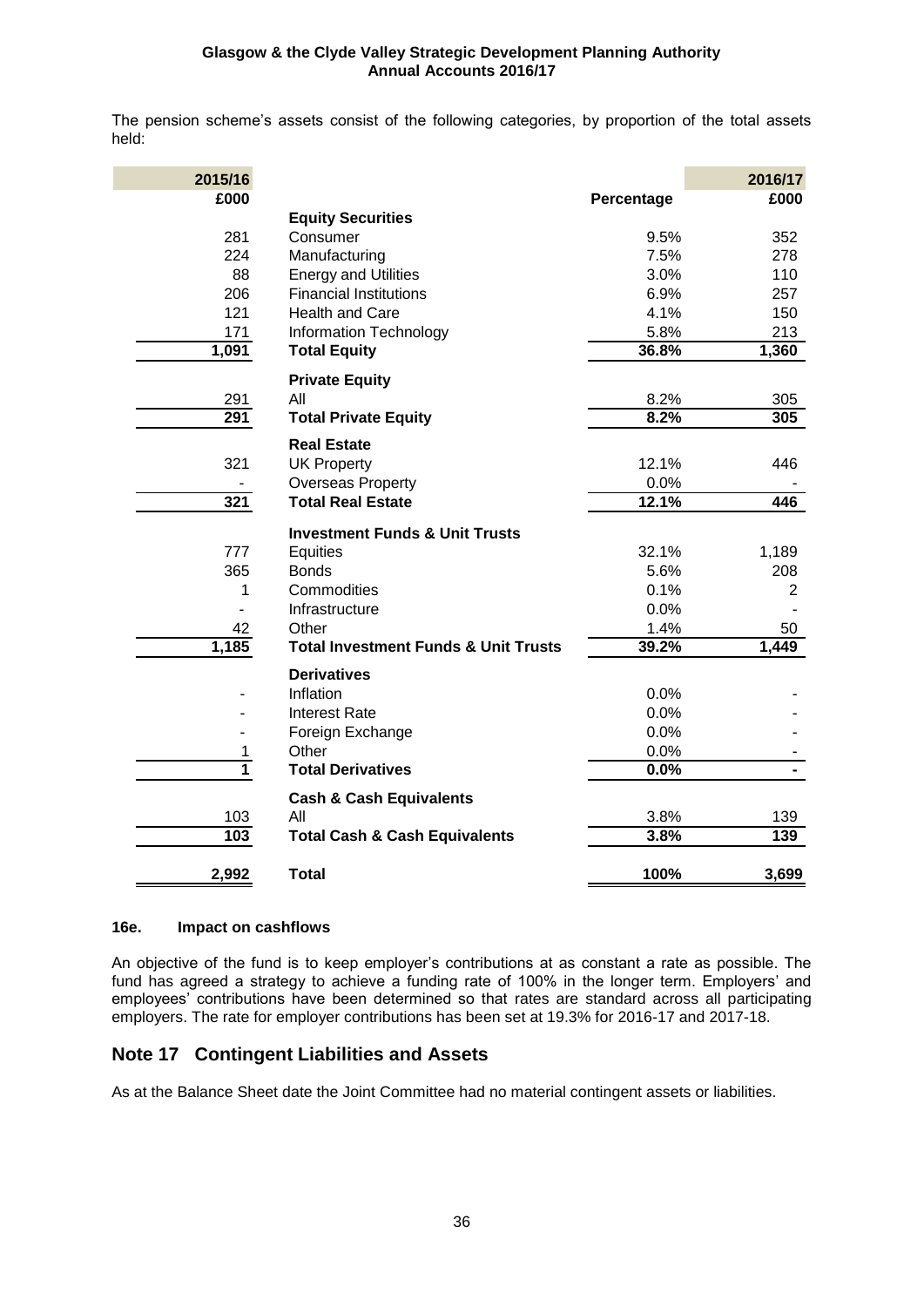The pension scheme's assets consist of the following categories, by proportion of the total assets held:

| 2015/16 £000 | | Percentage | 2016/17 £000 |
|---|---|---|---|
| | **Equity Securities** | | |
| 281 | Consumer | 9.5% | 352 |
| 224 | Manufacturing | 7.5% | 278 |
| 88 | Energy and Utilities | 3.0% | 110 |
| 206 | Financial Institutions | 6.9% | 257 |
| 121 | Health and Care | 4.1% | 150 |
| 171 | Information Technology | 5.8% | 213 |
| **1,091** | **Total Equity** | **36.8%** | **1,360** |
| | **Private Equity** | | |
| 291 | All | 8.2% | 305 |
| **291** | **Total Private Equity** | **8.2%** | **305** |
| | **Real Estate** | | |
| 321 | UK Property | 12.1% | 446 |
| - | Overseas Property | 0.0% | - |
| **321** | **Total Real Estate** | **12.1%** | **446** |
| | **Investment Funds & Unit Trusts** | | |
| 777 | Equities | 32.1% | 1,189 |
| 365 | Bonds | 5.6% | 208 |
| 1 | Commodities | 0.1% | 2 |
| - | Infrastructure | 0.0% | - |
| 42 | Other | 1.4% | 50 |
| **1,185** | **Total Investment Funds & Unit Trusts** | **39.2%** | **1,449** |
| | **Derivatives** | | |
| - | Inflation | 0.0% | - |
| - | Interest Rate | 0.0% | - |
| - | Foreign Exchange | 0.0% | - |
| 1 | Other | 0.0% | - |
| **1** | **Total Derivatives** | **0.0%** | **-** |
| | **Cash & Cash Equivalents** | | |
| 103 | All | 3.8% | 139 |
| **103** | **Total Cash & Cash Equivalents** | **3.8%** | **139** |
| **2,992** | **Total** | **100%** | **3,699** |

### 16e. Impact on cashflows

An objective of the fund is to keep employer's contributions at as constant a rate as possible. The fund has agreed a strategy to achieve a funding rate of 100% in the longer term. Employers' and employees' contributions have been determined so that rates are standard across all participating employers. The rate for employer contributions has been set at 19.3% for 2016-17 and 2017-18.

## Note 17 Contingent Liabilities and Assets

As at the Balance Sheet date the Joint Committee had no material contingent assets or liabilities.